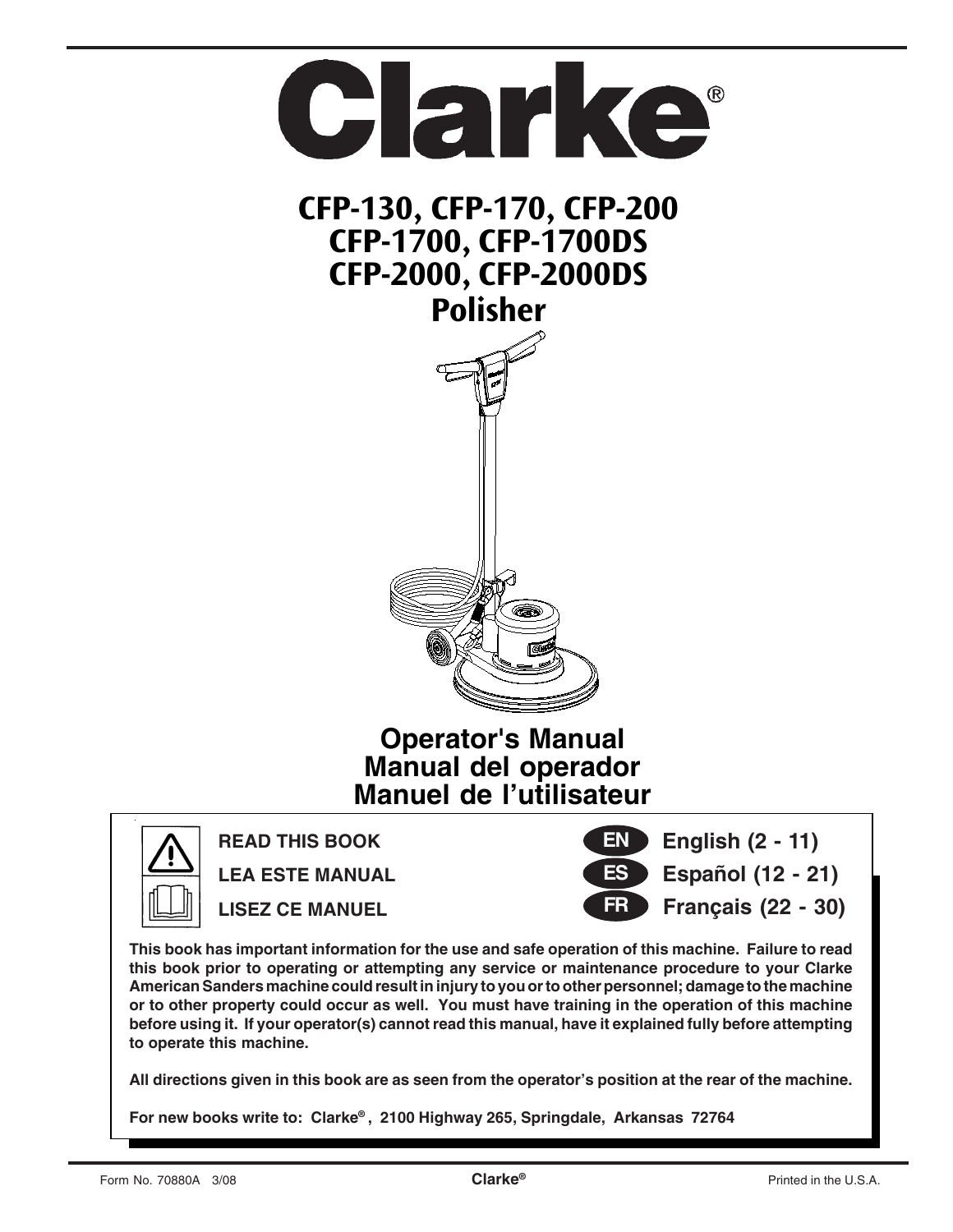# Clarke®

## CFP-130, CFP-170, CFP-200
## CFP-1700, CFP-1700DS
## CFP-2000, CFP-2000DS
## Polisher

## Operator's Manual
## Manual del operador
## Manuel de l'utilisateur

**READ THIS BOOK**

**LEA ESTE MANUAL**

**LISEZ CE MANUEL**

**EN** English (2 - 11)

**ES** Español (12 - 21)

**FR** Français (22 - 30)

**This book has important information for the use and safe operation of this machine. Failure to read this book prior to operating or attempting any service or maintenance procedure to your Clarke American Sanders machine could result in injury to you or to other personnel; damage to the machine or to other property could occur as well. You must have training in the operation of this machine before using it. If your operator(s) cannot read this manual, have it explained fully before attempting to operate this machine.**

**All directions given in this book are as seen from the operator's position at the rear of the machine.**

**For new books write to: Clarke®, 2100 Highway 265, Springdale, Arkansas 72764**

Form No. 70880A 3/08 Clarke® Printed in the U.S.A.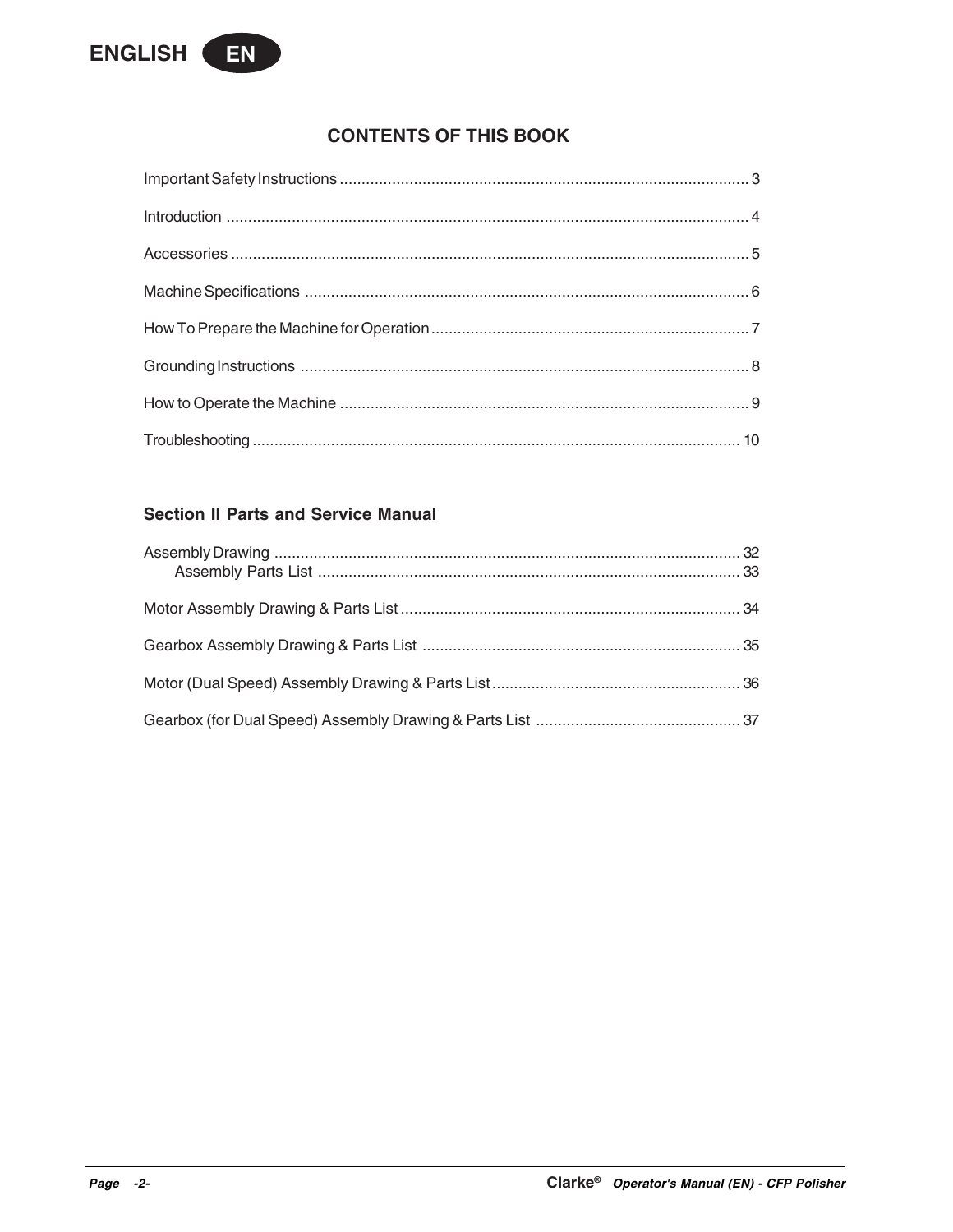ENGLISH **EN**

## CONTENTS OF THIS BOOK

Important Safety Instructions ........................................ 3

Introduction ........................................ 4

Accessories ........................................ 5

Machine Specifications ........................................ 6

How To Prepare the Machine for Operation ........................................ 7

Grounding Instructions ........................................ 8

How to Operate the Machine ........................................ 9

Troubleshooting ........................................ 10

### Section II Parts and Service Manual

Assembly Drawing ........................................ 32
  Assembly Parts List ........................................ 33

Motor Assembly Drawing & Parts List ........................................ 34

Gearbox Assembly Drawing & Parts List ........................................ 35

Motor (Dual Speed) Assembly Drawing & Parts List ........................................ 36

Gearbox (for Dual Speed) Assembly Drawing & Parts List ........................................ 37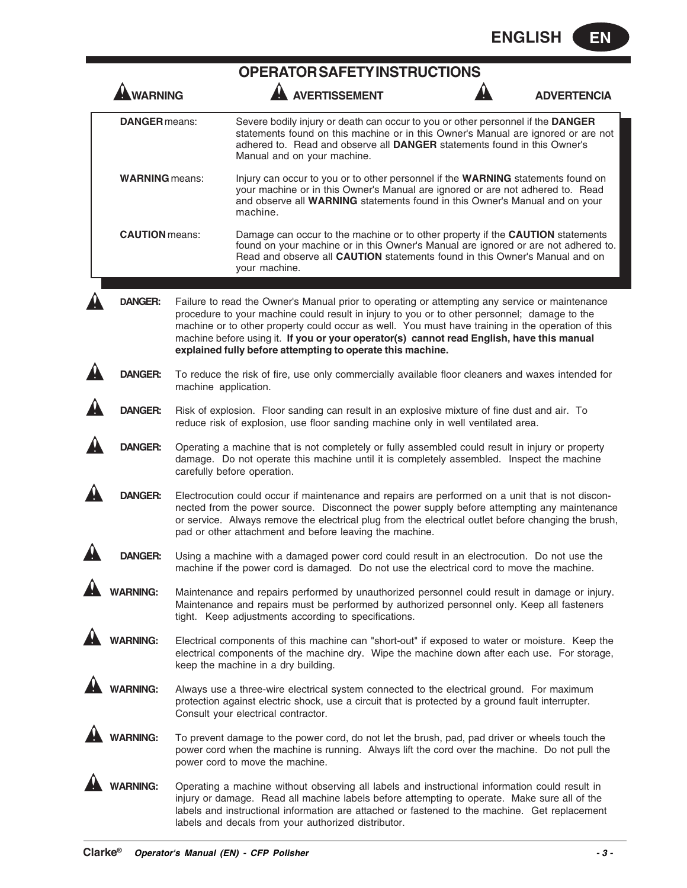# OPERATOR SAFETY INSTRUCTIONS

**WARNING** **AVERTISSEMENT** **ADVERTENCIA**

| | |
|---|---|
| **DANGER** means: | Severe bodily injury or death can occur to you or other personnel if the **DANGER** statements found on this machine or in this Owner's Manual are ignored or are not adhered to. Read and observe all **DANGER** statements found in this Owner's Manual and on your machine. |
| **WARNING** means: | Injury can occur to you or to other personnel if the **WARNING** statements found on your machine or in this Owner's Manual are ignored or are not adhered to. Read and observe all **WARNING** statements found in this Owner's Manual and on your machine. |
| **CAUTION** means: | Damage can occur to the machine or to other property if the **CAUTION** statements found on your machine or in this Owner's Manual are ignored or are not adhered to. Read and observe all **CAUTION** statements found in this Owner's Manual and on your machine. |

**DANGER:** Failure to read the Owner's Manual prior to operating or attempting any service or maintenance procedure to your machine could result in injury to you or to other personnel; damage to the machine or to other property could occur as well. You must have training in the operation of this machine before using it. **If you or your operator(s) cannot read English, have this manual explained fully before attempting to operate this machine.**

**DANGER:** To reduce the risk of fire, use only commercially available floor cleaners and waxes intended for machine application.

**DANGER:** Risk of explosion. Floor sanding can result in an explosive mixture of fine dust and air. To reduce risk of explosion, use floor sanding machine only in well ventilated area.

**DANGER:** Operating a machine that is not completely or fully assembled could result in injury or property damage. Do not operate this machine until it is completely assembled. Inspect the machine carefully before operation.

**DANGER:** Electrocution could occur if maintenance and repairs are performed on a unit that is not disconnected from the power source. Disconnect the power supply before attempting any maintenance or service. Always remove the electrical plug from the electrical outlet before changing the brush, pad or other attachment and before leaving the machine.

**DANGER:** Using a machine with a damaged power cord could result in an electrocution. Do not use the machine if the power cord is damaged. Do not use the electrical cord to move the machine.

**WARNING:** Maintenance and repairs performed by unauthorized personnel could result in damage or injury. Maintenance and repairs must be performed by authorized personnel only. Keep all fasteners tight. Keep adjustments according to specifications.

**WARNING:** Electrical components of this machine can "short-out" if exposed to water or moisture. Keep the electrical components of the machine dry. Wipe the machine down after each use. For storage, keep the machine in a dry building.

**WARNING:** Always use a three-wire electrical system connected to the electrical ground. For maximum protection against electric shock, use a circuit that is protected by a ground fault interrupter. Consult your electrical contractor.

**WARNING:** To prevent damage to the power cord, do not let the brush, pad, pad driver or wheels touch the power cord when the machine is running. Always lift the cord over the machine. Do not pull the power cord to move the machine.

**WARNING:** Operating a machine without observing all labels and instructional information could result in injury or damage. Read all machine labels before attempting to operate. Make sure all of the labels and instructional information are attached or fastened to the machine. Get replacement labels and decals from your authorized distributor.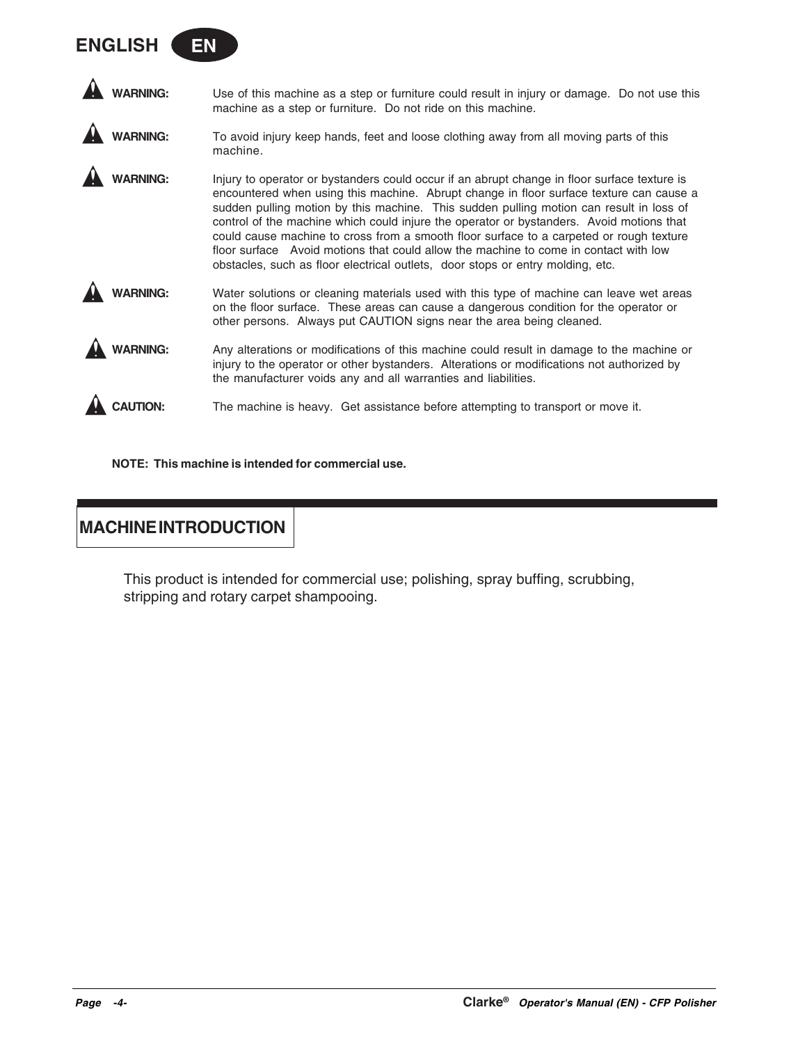**WARNING:** Use of this machine as a step or furniture could result in injury or damage. Do not use this machine as a step or furniture. Do not ride on this machine.

**WARNING:** To avoid injury keep hands, feet and loose clothing away from all moving parts of this machine.

**WARNING:** Injury to operator or bystanders could occur if an abrupt change in floor surface texture is encountered when using this machine. Abrupt change in floor surface texture can cause a sudden pulling motion by this machine. This sudden pulling motion can result in loss of control of the machine which could injure the operator or bystanders. Avoid motions that could cause machine to cross from a smooth floor surface to a carpeted or rough texture floor surface Avoid motions that could allow the machine to come in contact with low obstacles, such as floor electrical outlets, door stops or entry molding, etc.

**WARNING:** Water solutions or cleaning materials used with this type of machine can leave wet areas on the floor surface. These areas can cause a dangerous condition for the operator or other persons. Always put CAUTION signs near the area being cleaned.

**WARNING:** Any alterations or modifications of this machine could result in damage to the machine or injury to the operator or other bystanders. Alterations or modifications not authorized by the manufacturer voids any and all warranties and liabilities.

**CAUTION:** The machine is heavy. Get assistance before attempting to transport or move it.

**NOTE: This machine is intended for commercial use.**

## MACHINE INTRODUCTION

This product is intended for commercial use; polishing, spray buffing, scrubbing, stripping and rotary carpet shampooing.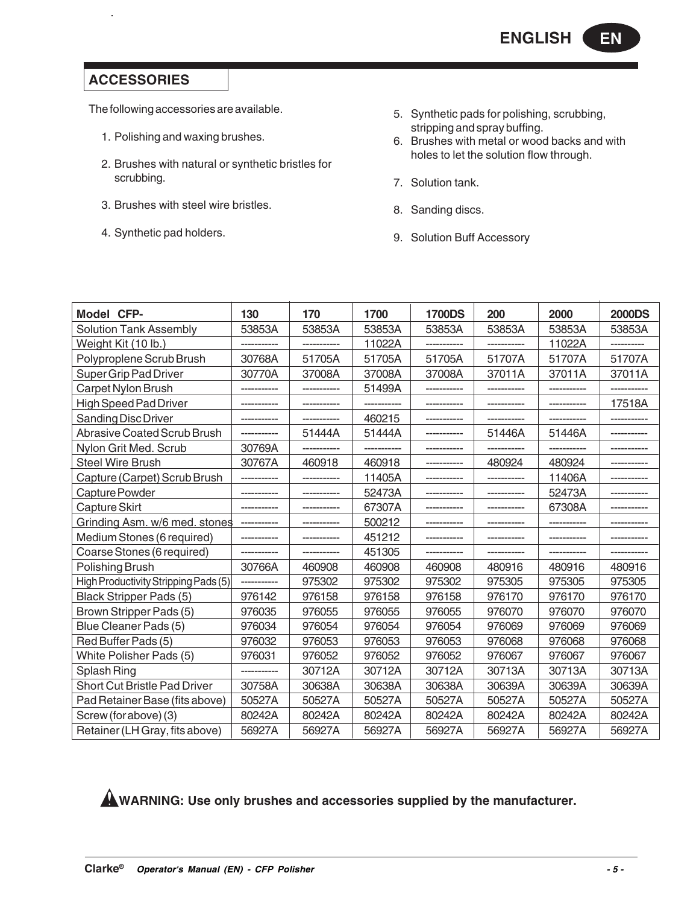## ACCESSORIES

The following accessories are available.

1. Polishing and waxing brushes.
2. Brushes with natural or synthetic bristles for scrubbing.
3. Brushes with steel wire bristles.
4. Synthetic pad holders.
5. Synthetic pads for polishing, scrubbing, stripping and spray buffing.
6. Brushes with metal or wood backs and with holes to let the solution flow through.
7. Solution tank.
8. Sanding discs.
9. Solution Buff Accessory

| Model CFP- | 130 | 170 | 1700 | 1700DS | 200 | 2000 | 2000DS |
|---|---|---|---|---|---|---|---|
| Solution Tank Assembly | 53853A | 53853A | 53853A | 53853A | 53853A | 53853A | 53853A |
| Weight Kit (10 lb.) | ----------- | ----------- | 11022A | ----------- | ----------- | 11022A | ---------- |
| Polyproplene Scrub Brush | 30768A | 51705A | 51705A | 51705A | 51707A | 51707A | 51707A |
| Super Grip Pad Driver | 30770A | 37008A | 37008A | 37008A | 37011A | 37011A | 37011A |
| Carpet Nylon Brush | ----------- | ----------- | 51499A | ----------- | ----------- | ----------- | ----------- |
| High Speed Pad Driver | ----------- | ----------- | ----------- | ----------- | ----------- | ----------- | 17518A |
| Sanding Disc Driver | ----------- | ----------- | 460215 | ----------- | ----------- | ----------- | ----------- |
| Abrasive Coated Scrub Brush | ----------- | 51444A | 51444A | ----------- | 51446A | 51446A | ----------- |
| Nylon Grit Med. Scrub | 30769A | ----------- | ----------- | ----------- | ----------- | ----------- | ----------- |
| Steel Wire Brush | 30767A | 460918 | 460918 | ----------- | 480924 | 480924 | ----------- |
| Capture (Carpet) Scrub Brush | ----------- | ----------- | 11405A | ----------- | ----------- | 11406A | ----------- |
| Capture Powder | ----------- | ----------- | 52473A | ----------- | ----------- | 52473A | ----------- |
| Capture Skirt | ----------- | ----------- | 67307A | ----------- | ----------- | 67308A | ----------- |
| Grinding Asm. w/6 med. stones | ----------- | ----------- | 500212 | ----------- | ----------- | ----------- | ----------- |
| Medium Stones (6 required) | ----------- | ----------- | 451212 | ----------- | ----------- | ----------- | ----------- |
| Coarse Stones (6 required) | ----------- | ----------- | 451305 | ----------- | ----------- | ----------- | ----------- |
| Polishing Brush | 30766A | 460908 | 460908 | 460908 | 480916 | 480916 | 480916 |
| High Productivity Stripping Pads (5) | ----------- | 975302 | 975302 | 975302 | 975305 | 975305 | 975305 |
| Black Stripper Pads (5) | 976142 | 976158 | 976158 | 976158 | 976170 | 976170 | 976170 |
| Brown Stripper Pads (5) | 976035 | 976055 | 976055 | 976055 | 976070 | 976070 | 976070 |
| Blue Cleaner Pads (5) | 976034 | 976054 | 976054 | 976054 | 976069 | 976069 | 976069 |
| Red Buffer Pads (5) | 976032 | 976053 | 976053 | 976053 | 976068 | 976068 | 976068 |
| White Polisher Pads (5) | 976031 | 976052 | 976052 | 976052 | 976067 | 976067 | 976067 |
| Splash Ring | ----------- | 30712A | 30712A | 30712A | 30713A | 30713A | 30713A |
| Short Cut Bristle Pad Driver | 30758A | 30638A | 30638A | 30638A | 30639A | 30639A | 30639A |
| Pad Retainer Base (fits above) | 50527A | 50527A | 50527A | 50527A | 50527A | 50527A | 50527A |
| Screw (for above) (3) | 80242A | 80242A | 80242A | 80242A | 80242A | 80242A | 80242A |
| Retainer (LH Gray, fits above) | 56927A | 56927A | 56927A | 56927A | 56927A | 56927A | 56927A |

**WARNING: Use only brushes and accessories supplied by the manufacturer.**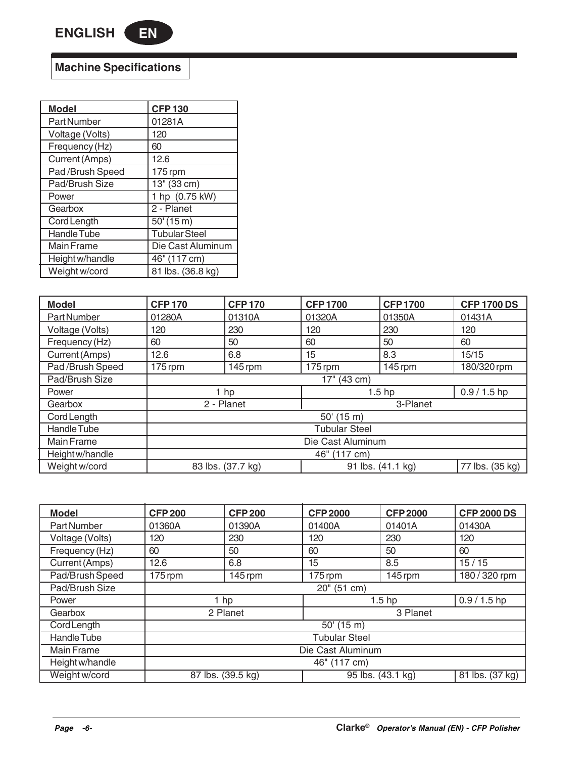## Machine Specifications

| Model | CFP 130 |
|---|---|
| Part Number | 01281A |
| Voltage (Volts) | 120 |
| Frequency (Hz) | 60 |
| Current (Amps) | 12.6 |
| Pad /Brush Speed | 175 rpm |
| Pad/Brush Size | 13" (33 cm) |
| Power | 1 hp (0.75 kW) |
| Gearbox | 2 - Planet |
| Cord Length | 50' (15 m) |
| Handle Tube | Tubular Steel |
| Main Frame | Die Cast Aluminum |
| Height w/handle | 46" (117 cm) |
| Weight w/cord | 81 lbs. (36.8 kg) |

| Model | CFP 170 | CFP 170 | CFP 1700 | CFP 1700 | CFP 1700 DS |
|---|---|---|---|---|---|
| Part Number | 01280A | 01310A | 01320A | 01350A | 01431A |
| Voltage (Volts) | 120 | 230 | 120 | 230 | 120 |
| Frequency (Hz) | 60 | 50 | 60 | 50 | 60 |
| Current (Amps) | 12.6 | 6.8 | 15 | 8.3 | 15/15 |
| Pad /Brush Speed | 175 rpm | 145 rpm | 175 rpm | 145 rpm | 180/320 rpm |
| Pad/Brush Size | 17" (43 cm) | | | | |
| Power | 1 hp | | 1.5 hp | | 0.9 / 1.5 hp |
| Gearbox | 2 - Planet | | 3-Planet | | |
| Cord Length | 50' (15 m) | | | | |
| Handle Tube | Tubular Steel | | | | |
| Main Frame | Die Cast Aluminum | | | | |
| Height w/handle | 46" (117 cm) | | | | |
| Weight w/cord | 83 lbs. (37.7 kg) | | 91 lbs. (41.1 kg) | | 77 lbs. (35 kg) |

| Model | CFP 200 | CFP 200 | CFP 2000 | CFP 2000 | CFP 2000 DS |
|---|---|---|---|---|---|
| Part Number | 01360A | 01390A | 01400A | 01401A | 01430A |
| Voltage (Volts) | 120 | 230 | 120 | 230 | 120 |
| Frequency (Hz) | 60 | 50 | 60 | 50 | 60 |
| Current (Amps) | 12.6 | 6.8 | 15 | 8.5 | 15 / 15 |
| Pad/Brush Speed | 175 rpm | 145 rpm | 175 rpm | 145 rpm | 180 / 320 rpm |
| Pad/Brush Size | 20" (51 cm) | | | | |
| Power | 1 hp | | 1.5 hp | | 0.9 / 1.5 hp |
| Gearbox | 2 Planet | | 3 Planet | | |
| Cord Length | 50' (15 m) | | | | |
| Handle Tube | Tubular Steel | | | | |
| Main Frame | Die Cast Aluminum | | | | |
| Height w/handle | 46" (117 cm) | | | | |
| Weight w/cord | 87 lbs. (39.5 kg) | | 95 lbs. (43.1 kg) | | 81 lbs. (37 kg) |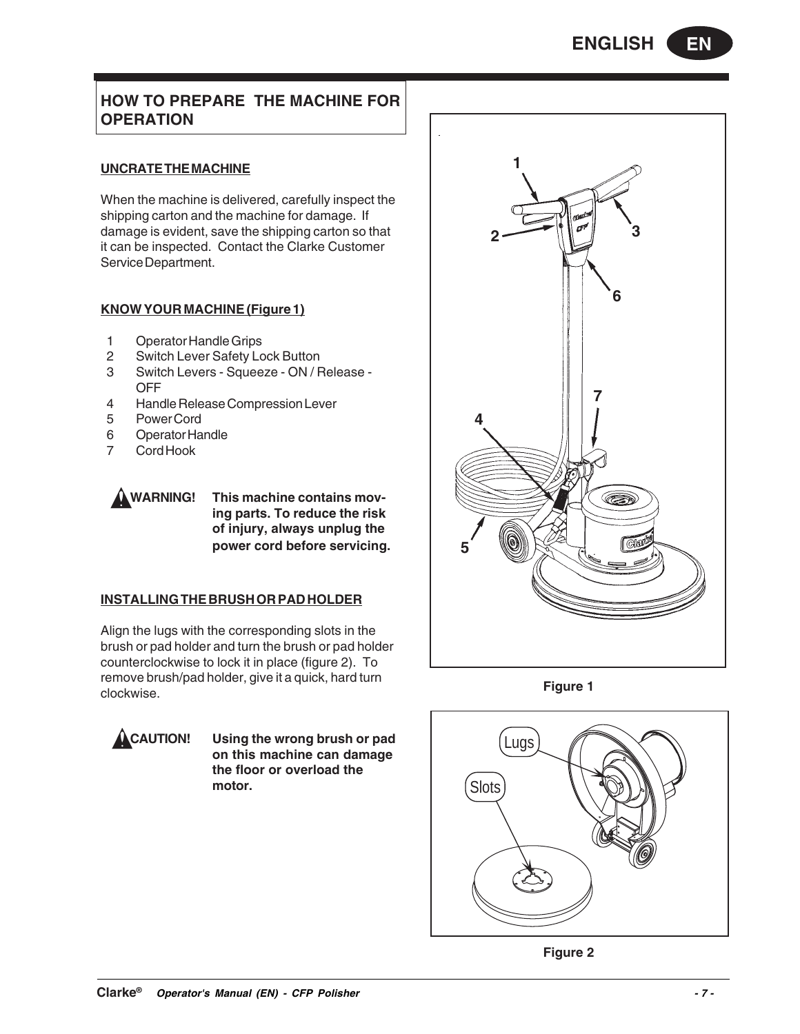## HOW TO PREPARE THE MACHINE FOR OPERATION

### UNCRATE THE MACHINE

When the machine is delivered, carefully inspect the shipping carton and the machine for damage. If damage is evident, save the shipping carton so that it can be inspected. Contact the Clarke Customer Service Department.

### KNOW YOUR MACHINE (Figure 1)

1. Operator Handle Grips
2. Switch Lever Safety Lock Button
3. Switch Levers - Squeeze - ON / Release - OFF
4. Handle Release Compression Lever
5. Power Cord
6. Operator Handle
7. Cord Hook

**WARNING!** **This machine contains moving parts. To reduce the risk of injury, always unplug the power cord before servicing.**

### INSTALLING THE BRUSH OR PAD HOLDER

Align the lugs with the corresponding slots in the brush or pad holder and turn the brush or pad holder counterclockwise to lock it in place (figure 2). To remove brush/pad holder, give it a quick, hard turn clockwise.

**CAUTION!** **Using the wrong brush or pad on this machine can damage the floor or overload the motor.**

Figure 1

Figure 2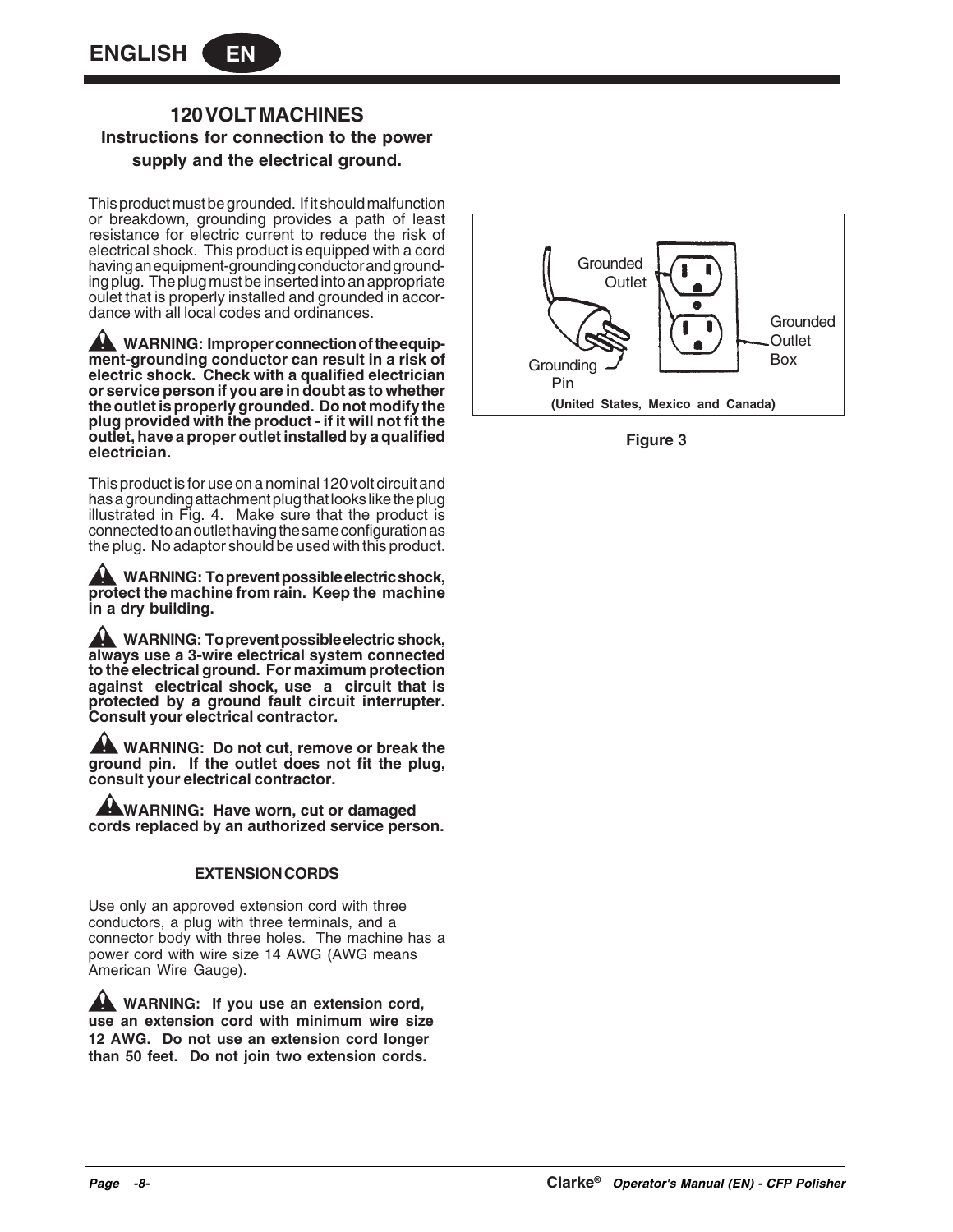## 120 VOLT MACHINES

### Instructions for connection to the power supply and the electrical ground.

This product must be grounded. If it should malfunction or breakdown, grounding provides a path of least resistance for electric current to reduce the risk of electrical shock. This product is equipped with a cord having an equipment-grounding conductor and grounding plug. The plug must be inserted into an appropriate oulet that is properly installed and grounded in accordance with all local codes and ordinances.

**WARNING: Improper connection of the equipment-grounding conductor can result in a risk of electric shock. Check with a qualified electrician or service person if you are in doubt as to whether the outlet is properly grounded. Do not modify the plug provided with the product - if it will not fit the outlet, have a proper outlet installed by a qualified electrician.**

This product is for use on a nominal 120 volt circuit and has a grounding attachment plug that looks like the plug illustrated in Fig. 4. Make sure that the product is connected to an outlet having the same configuration as the plug. No adaptor should be used with this product.

**WARNING: To prevent possible electric shock, protect the machine from rain. Keep the machine in a dry building.**

**WARNING: To prevent possible electric shock, always use a 3-wire electrical system connected to the electrical ground. For maximum protection against electrical shock, use a circuit that is protected by a ground fault circuit interrupter. Consult your electrical contractor.**

**WARNING: Do not cut, remove or break the ground pin. If the outlet does not fit the plug, consult your electrical contractor.**

**WARNING: Have worn, cut or damaged cords replaced by an authorized service person.**

Grounded Outlet
Grounded Outlet Box
Grounding Pin
**(United States, Mexico and Canada)**

**Figure 3**

#### EXTENSION CORDS

Use only an approved extension cord with three conductors, a plug with three terminals, and a connector body with three holes. The machine has a power cord with wire size 14 AWG (AWG means American Wire Gauge).

**WARNING: If you use an extension cord, use an extension cord with minimum wire size 12 AWG. Do not use an extension cord longer than 50 feet. Do not join two extension cords.**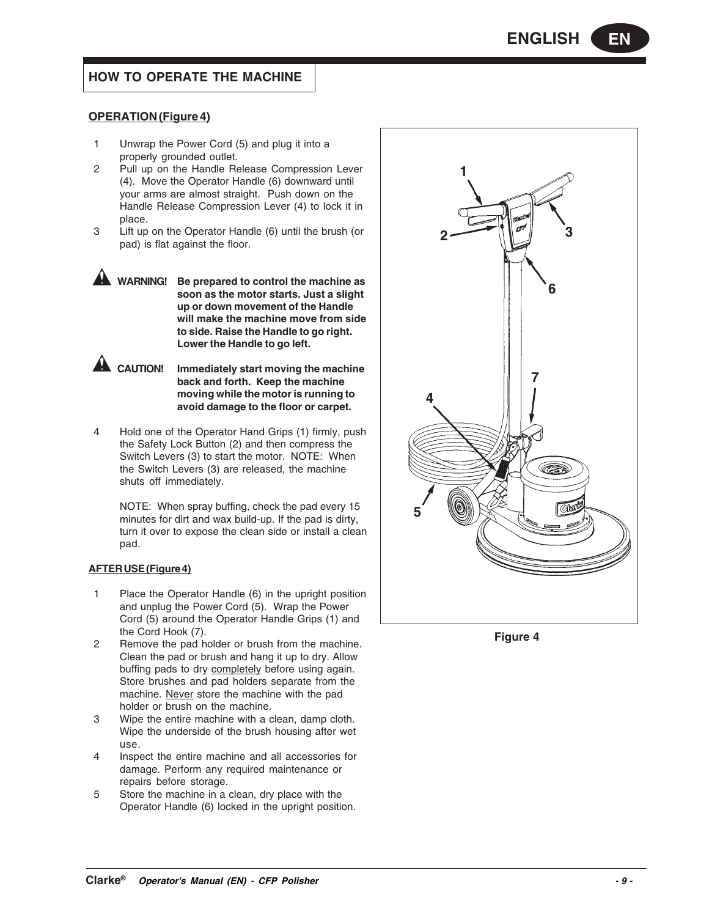## HOW TO OPERATE THE MACHINE

### OPERATION (Figure 4)

1. Unwrap the Power Cord (5) and plug it into a properly grounded outlet.
2. Pull up on the Handle Release Compression Lever (4). Move the Operator Handle (6) downward until your arms are almost straight. Push down on the Handle Release Compression Lever (4) to lock it in place.
3. Lift up on the Operator Handle (6) until the brush (or pad) is flat against the floor.

**WARNING! Be prepared to control the machine as soon as the motor starts. Just a slight up or down movement of the Handle will make the machine move from side to side. Raise the Handle to go right. Lower the Handle to go left.**

**CAUTION! Immediately start moving the machine back and forth. Keep the machine moving while the motor is running to avoid damage to the floor or carpet.**

4. Hold one of the Operator Hand Grips (1) firmly, push the Safety Lock Button (2) and then compress the Switch Levers (3) to start the motor. NOTE: When the Switch Levers (3) are released, the machine shuts off immediately.

   NOTE: When spray buffing, check the pad every 15 minutes for dirt and wax build-up. If the pad is dirty, turn it over to expose the clean side or install a clean pad.

### AFTER USE (Figure 4)

1. Place the Operator Handle (6) in the upright position and unplug the Power Cord (5). Wrap the Power Cord (5) around the Operator Handle Grips (1) and the Cord Hook (7).
2. Remove the pad holder or brush from the machine. Clean the pad or brush and hang it up to dry. Allow buffing pads to dry completely before using again. Store brushes and pad holders separate from the machine. Never store the machine with the pad holder or brush on the machine.
3. Wipe the entire machine with a clean, damp cloth. Wipe the underside of the brush housing after wet use.
4. Inspect the entire machine and all accessories for damage. Perform any required maintenance or repairs before storage.
5. Store the machine in a clean, dry place with the Operator Handle (6) locked in the upright position.

Figure 4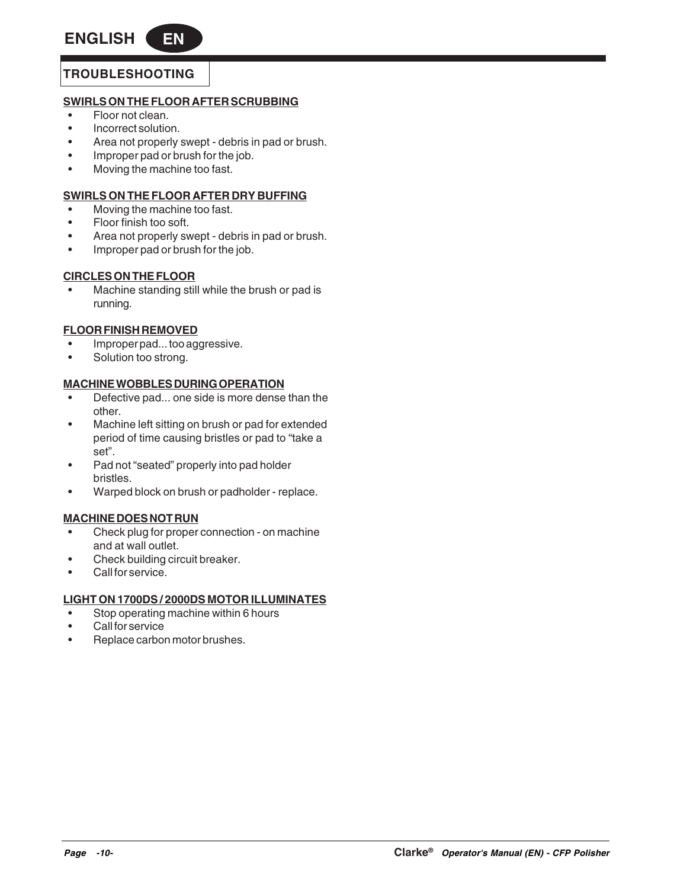## TROUBLESHOOTING

### SWIRLS ON THE FLOOR AFTER SCRUBBING

- Floor not clean.
- Incorrect solution.
- Area not properly swept - debris in pad or brush.
- Improper pad or brush for the job.
- Moving the machine too fast.

### SWIRLS ON THE FLOOR AFTER DRY BUFFING

- Moving the machine too fast.
- Floor finish too soft.
- Area not properly swept - debris in pad or brush.
- Improper pad or brush for the job.

### CIRCLES ON THE FLOOR

- Machine standing still while the brush or pad is running.

### FLOOR FINISH REMOVED

- Improper pad... too aggressive.
- Solution too strong.

### MACHINE WOBBLES DURING OPERATION

- Defective pad... one side is more dense than the other.
- Machine left sitting on brush or pad for extended period of time causing bristles or pad to “take a set”.
- Pad not “seated” properly into pad holder bristles.
- Warped block on brush or padholder - replace.

### MACHINE DOES NOT RUN

- Check plug for proper connection - on machine and at wall outlet.
- Check building circuit breaker.
- Call for service.

### LIGHT ON 1700DS / 2000DS MOTOR ILLUMINATES

- Stop operating machine within 6 hours
- Call for service
- Replace carbon motor brushes.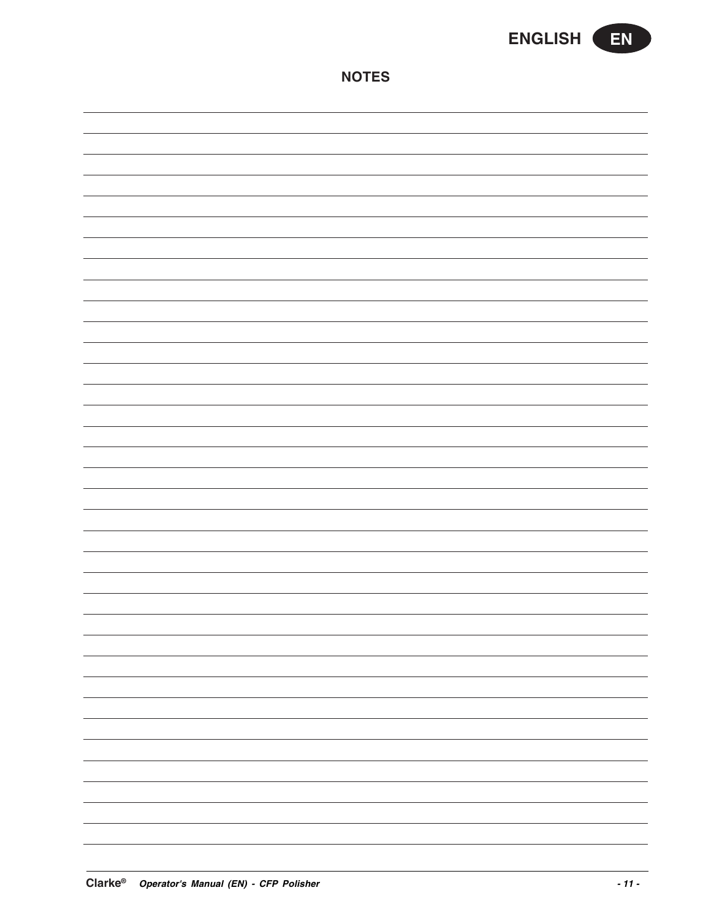## NOTES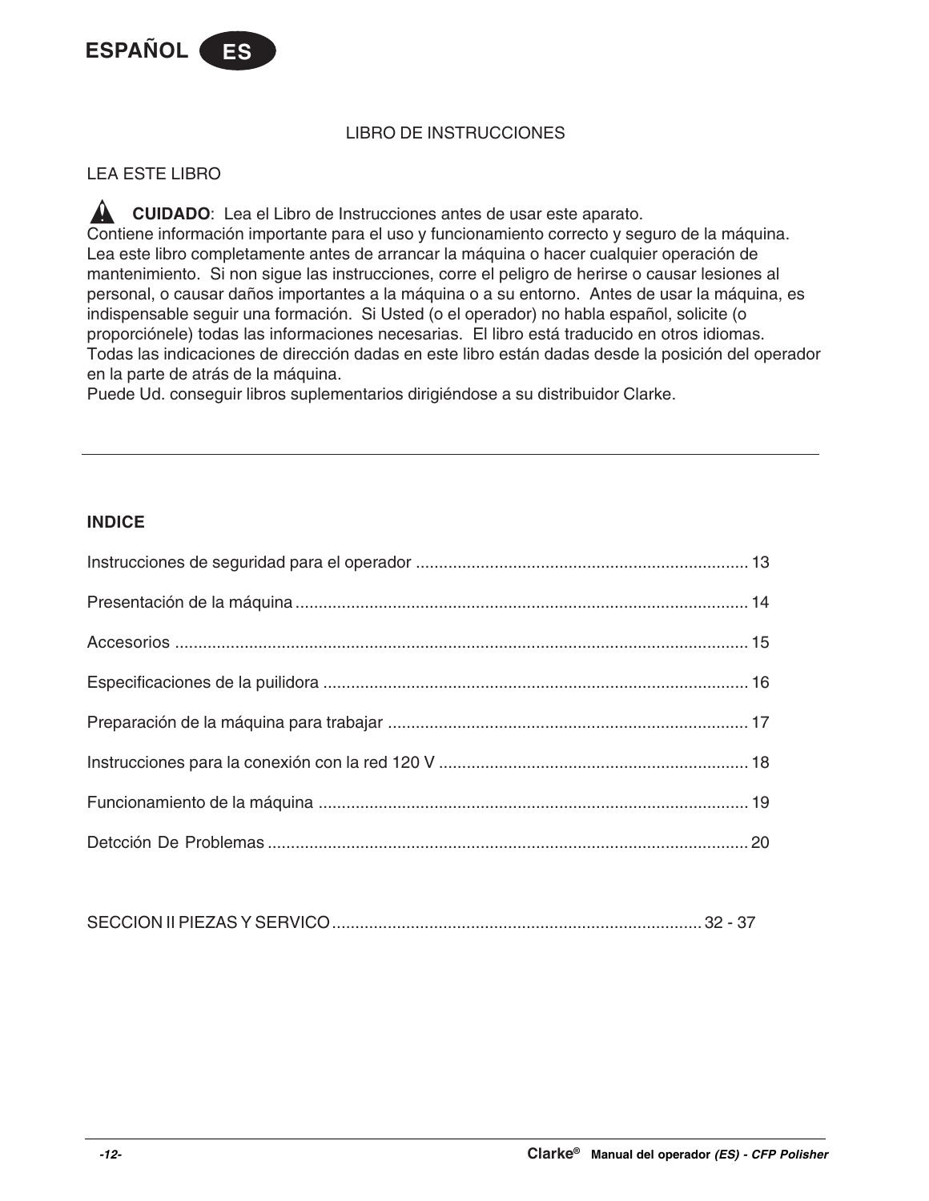ESPAÑOL ES

## LIBRO DE INSTRUCCIONES

LEA ESTE LIBRO

⚠ **CUIDADO**: Lea el Libro de Instrucciones antes de usar este aparato.
Contiene información importante para el uso y funcionamiento correcto y seguro de la máquina. Lea este libro completamente antes de arrancar la máquina o hacer cualquier operación de mantenimiento. Si non sigue las instrucciones, corre el peligro de herirse o causar lesiones al personal, o causar daños importantes a la máquina o a su entorno. Antes de usar la máquina, es indispensable seguir una formación. Si Usted (o el operador) no habla español, solicite (o proporciónele) todas las informaciones necesarias. El libro está traducido en otros idiomas. Todas las indicaciones de dirección dadas en este libro están dadas desde la posición del operador en la parte de atrás de la máquina.
Puede Ud. conseguir libros suplementarios dirigiéndose a su distribuidor Clarke.

---

**INDICE**

Instrucciones de seguridad para el operador ........................................ 13

Presentación de la máquina ........................................ 14

Accesorios ........................................ 15

Especificaciones de la puilidora ........................................ 16

Preparación de la máquina para trabajar ........................................ 17

Instrucciones para la conexión con la red 120 V ........................................ 18

Funcionamiento de la máquina ........................................ 19

Detcción De Problemas ........................................ 20

SECCION II PIEZAS Y SERVICO ........................................ 32 - 37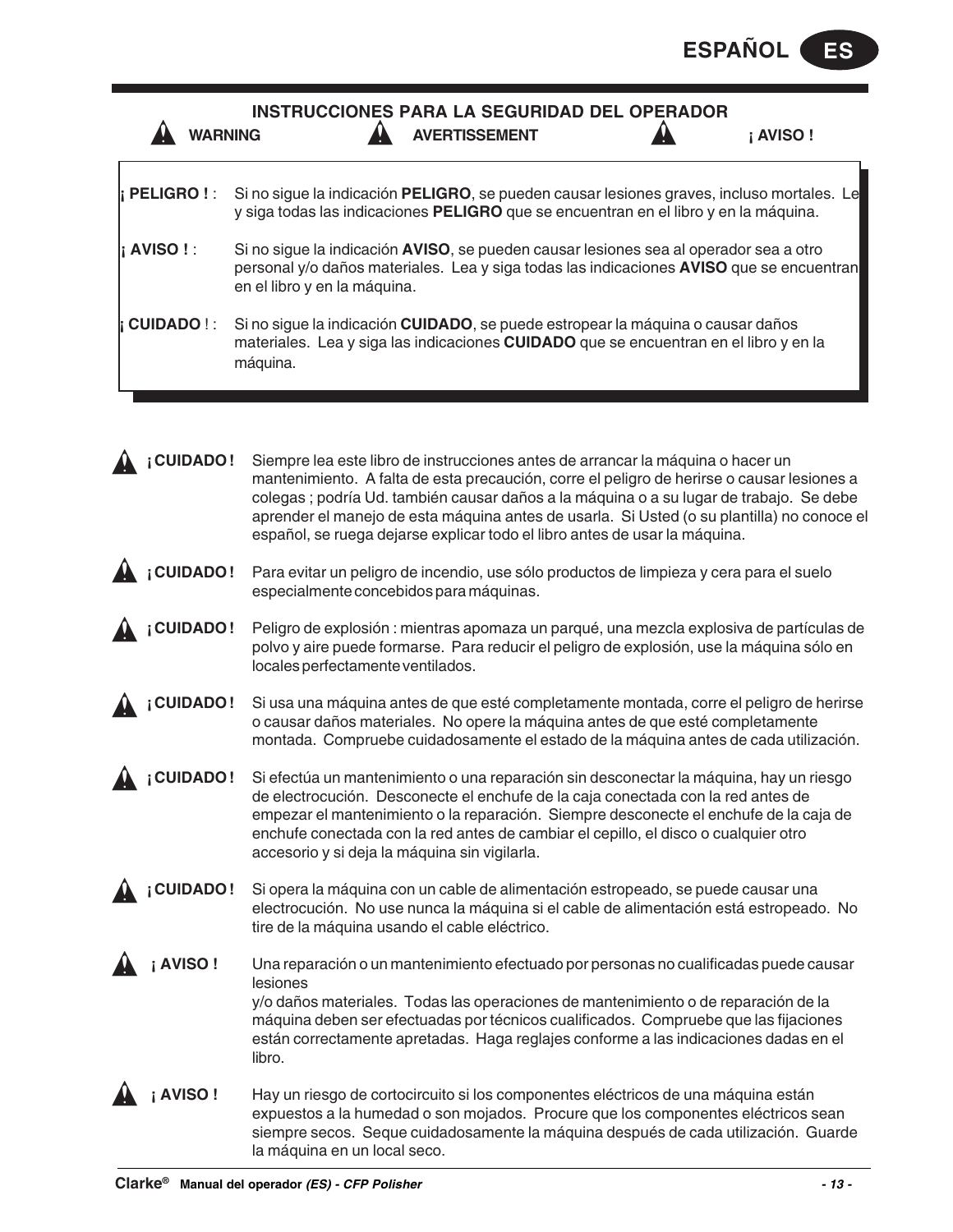## INSTRUCCIONES PARA LA SEGURIDAD DEL OPERADOR

**WARNING** **AVERTISSEMENT** **¡ AVISO !**

**¡ PELIGRO !** : Si no sigue la indicación **PELIGRO**, se pueden causar lesiones graves, incluso mortales. Le y siga todas las indicaciones **PELIGRO** que se encuentran en el libro y en la máquina.

**¡ AVISO !** : Si no sigue la indicación **AVISO**, se pueden causar lesiones sea al operador sea a otro personal y/o daños materiales. Lea y siga todas las indicaciones **AVISO** que se encuentran en el libro y en la máquina.

**¡ CUIDADO !** : Si no sigue la indicación **CUIDADO**, se puede estropear la máquina o causar daños materiales. Lea y siga las indicaciones **CUIDADO** que se encuentran en el libro y en la máquina.

**¡ CUIDADO !** Siempre lea este libro de instrucciones antes de arrancar la máquina o hacer un mantenimiento. A falta de esta precaución, corre el peligro de herirse o causar lesiones a colegas ; podría Ud. también causar daños a la máquina o a su lugar de trabajo. Se debe aprender el manejo de esta máquina antes de usarla. Si Usted (o su plantilla) no conoce el español, se ruega dejarse explicar todo el libro antes de usar la máquina.

**¡ CUIDADO !** Para evitar un peligro de incendio, use sólo productos de limpieza y cera para el suelo especialmente concebidos para máquinas.

**¡ CUIDADO !** Peligro de explosión : mientras apomaza un parqué, una mezcla explosiva de partículas de polvo y aire puede formarse. Para reducir el peligro de explosión, use la máquina sólo en locales perfectamente ventilados.

**¡ CUIDADO !** Si usa una máquina antes de que esté completamente montada, corre el peligro de herirse o causar daños materiales. No opere la máquina antes de que esté completamente montada. Compruebe cuidadosamente el estado de la máquina antes de cada utilización.

**¡ CUIDADO !** Si efectúa un mantenimiento o una reparación sin desconectar la máquina, hay un riesgo de electrocución. Desconecte el enchufe de la caja conectada con la red antes de empezar el mantenimiento o la reparación. Siempre desconecte el enchufe de la caja de enchufe conectada con la red antes de cambiar el cepillo, el disco o cualquier otro accesorio y si deja la máquina sin vigilarla.

**¡ CUIDADO !** Si opera la máquina con un cable de alimentación estropeado, se puede causar una electrocución. No use nunca la máquina si el cable de alimentación está estropeado. No tire de la máquina usando el cable eléctrico.

**¡ AVISO !** Una reparación o un mantenimiento efectuado por personas no cualificadas puede causar lesiones y/o daños materiales. Todas las operaciones de mantenimiento o de reparación de la máquina deben ser efectuadas por técnicos cualificados. Compruebe que las fijaciones están correctamente apretadas. Haga reglajes conforme a las indicaciones dadas en el libro.

**¡ AVISO !** Hay un riesgo de cortocircuito si los componentes eléctricos de una máquina están expuestos a la humedad o son mojados. Procure que los componentes eléctricos sean siempre secos. Seque cuidadosamente la máquina después de cada utilización. Guarde la máquina en un local seco.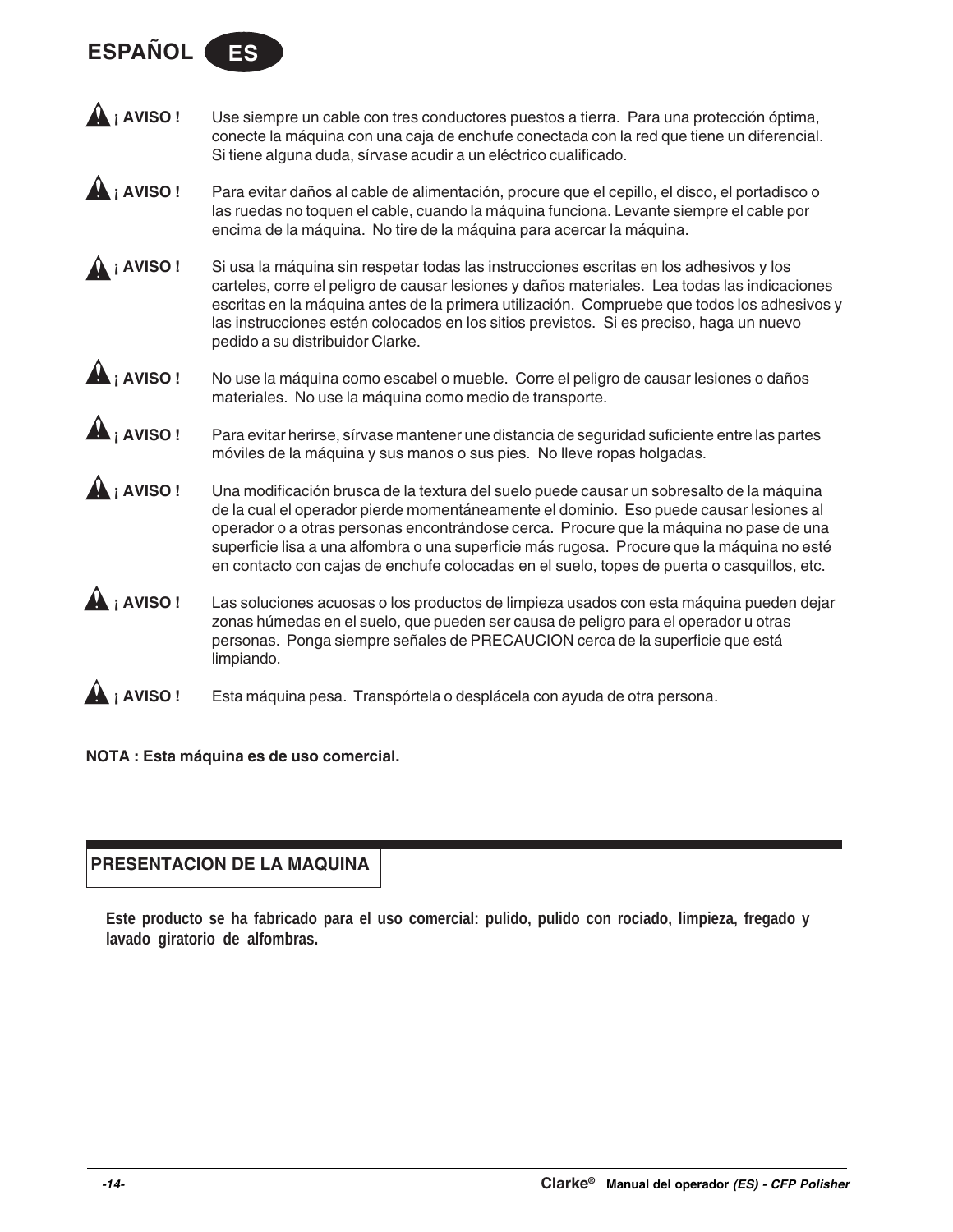**¡ AVISO !** Use siempre un cable con tres conductores puestos a tierra. Para una protección óptima, conecte la máquina con una caja de enchufe conectada con la red que tiene un diferencial. Si tiene alguna duda, sírvase acudir a un eléctrico cualificado.

**¡ AVISO !** Para evitar daños al cable de alimentación, procure que el cepillo, el disco, el portadisco o las ruedas no toquen el cable, cuando la máquina funciona. Levante siempre el cable por encima de la máquina. No tire de la máquina para acercar la máquina.

**¡ AVISO !** Si usa la máquina sin respetar todas las instrucciones escritas en los adhesivos y los carteles, corre el peligro de causar lesiones y daños materiales. Lea todas las indicaciones escritas en la máquina antes de la primera utilización. Compruebe que todos los adhesivos y las instrucciones estén colocados en los sitios previstos. Si es preciso, haga un nuevo pedido a su distribuidor Clarke.

**¡ AVISO !** No use la máquina como escabel o mueble. Corre el peligro de causar lesiones o daños materiales. No use la máquina como medio de transporte.

**¡ AVISO !** Para evitar herirse, sírvase mantener une distancia de seguridad suficiente entre las partes móviles de la máquina y sus manos o sus pies. No lleve ropas holgadas.

**¡ AVISO !** Una modificación brusca de la textura del suelo puede causar un sobresalto de la máquina de la cual el operador pierde momentáneamente el dominio. Eso puede causar lesiones al operador o a otras personas encontrándose cerca. Procure que la máquina no pase de una superficie lisa a una alfombra o una superficie más rugosa. Procure que la máquina no esté en contacto con cajas de enchufe colocadas en el suelo, topes de puerta o casquillos, etc.

**¡ AVISO !** Las soluciones acuosas o los productos de limpieza usados con esta máquina pueden dejar zonas húmedas en el suelo, que pueden ser causa de peligro para el operador u otras personas. Ponga siempre señales de PRECAUCION cerca de la superficie que está limpiando.

**¡ AVISO !** Esta máquina pesa. Transpórtela o desplácela con ayuda de otra persona.

**NOTA : Esta máquina es de uso comercial.**

## PRESENTACION DE LA MAQUINA

**Este producto se ha fabricado para el uso comercial: pulido, pulido con rociado, limpieza, fregado y lavado giratorio de alfombras.**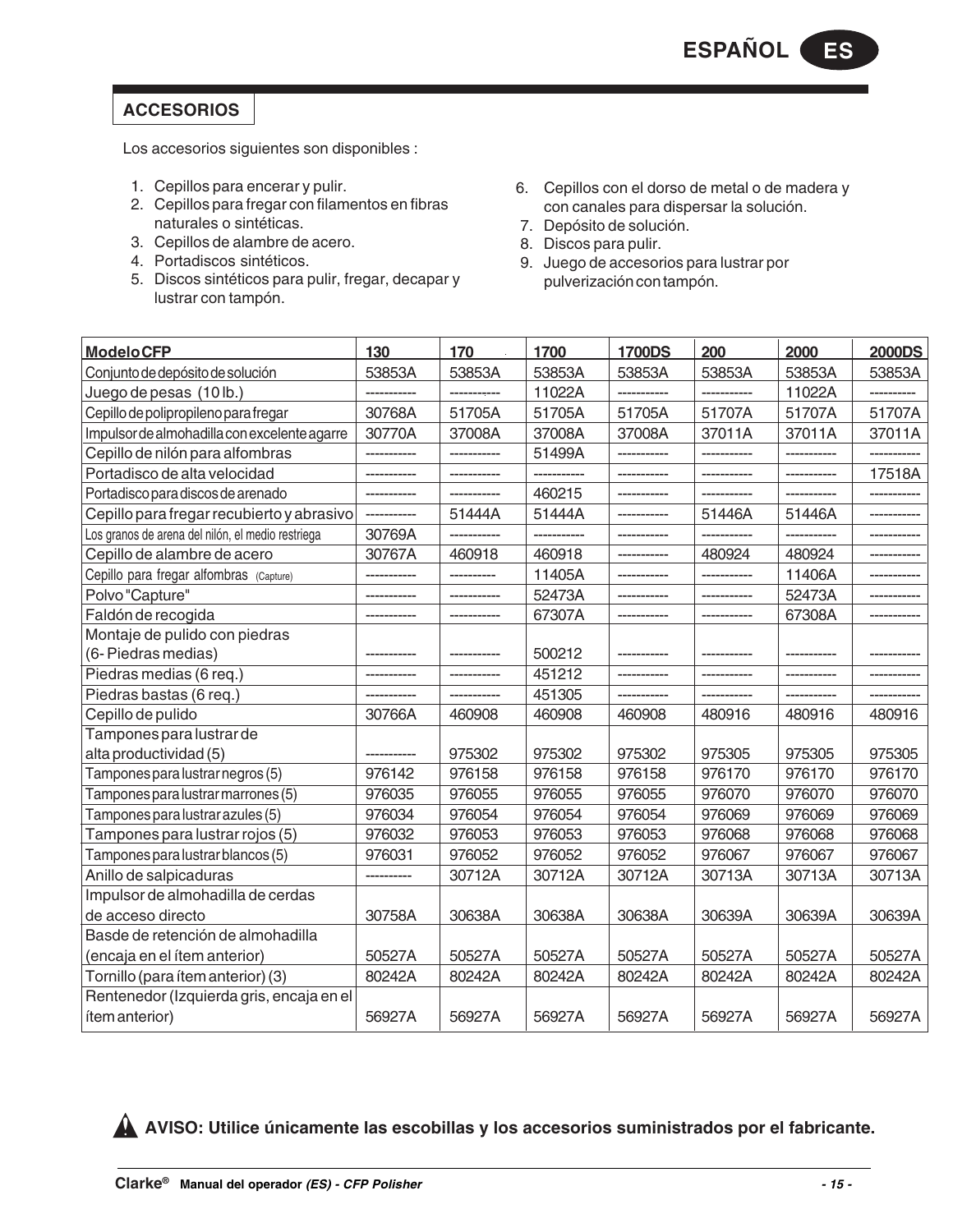## ACCESORIOS

Los accesorios siguientes son disponibles :

1. Cepillos para encerar y pulir.
2. Cepillos para fregar con filamentos en fibras naturales o sintéticas.
3. Cepillos de alambre de acero.
4. Portadiscos sintéticos.
5. Discos sintéticos para pulir, fregar, decapar y lustrar con tampón.
6. Cepillos con el dorso de metal o de madera y con canales para dispersar la solución.
7. Depósito de solución.
8. Discos para pulir.
9. Juego de accesorios para lustrar por pulverización con tampón.

| Modelo CFP | 130 | 170 | 1700 | 1700DS | 200 | 2000 | 2000DS |
|---|---|---|---|---|---|---|---|
| Conjunto de depósito de solución | 53853A | 53853A | 53853A | 53853A | 53853A | 53853A | 53853A |
| Juego de pesas (10 lb.) | ----------- | ----------- | 11022A | ----------- | ----------- | 11022A | ---------- |
| Cepillo de polipropileno para fregar | 30768A | 51705A | 51705A | 51705A | 51707A | 51707A | 51707A |
| Impulsor de almohadilla con excelente agarre | 30770A | 37008A | 37008A | 37008A | 37011A | 37011A | 37011A |
| Cepillo de nilón para alfombras | ----------- | ----------- | 51499A | ----------- | ----------- | ----------- | ----------- |
| Portadisco de alta velocidad | ----------- | ----------- | ----------- | ----------- | ----------- | ----------- | 17518A |
| Portadisco para discos de arenado | ----------- | ----------- | 460215 | ----------- | ----------- | ----------- | ----------- |
| Cepillo para fregar recubierto y abrasivo | ----------- | 51444A | 51444A | ----------- | 51446A | 51446A | ----------- |
| Los granos de arena del nilón, el medio restriega | 30769A | ----------- | ----------- | ----------- | ----------- | ----------- | ----------- |
| Cepillo de alambre de acero | 30767A | 460918 | 460918 | ----------- | 480924 | 480924 | ----------- |
| Cepillo para fregar alfombras (Capture) | ----------- | ---------- | 11405A | ----------- | ----------- | 11406A | ----------- |
| Polvo "Capture" | ----------- | ----------- | 52473A | ----------- | ----------- | 52473A | ----------- |
| Faldón de recogida | ----------- | ----------- | 67307A | ----------- | ----------- | 67308A | ----------- |
| Montaje de pulido con piedras (6- Piedras medias) | ----------- | ----------- | 500212 | ----------- | ----------- | ----------- | ----------- |
| Piedras medias (6 req.) | ----------- | ----------- | 451212 | ----------- | ----------- | ----------- | ----------- |
| Piedras bastas (6 req.) | ----------- | ----------- | 451305 | ----------- | ----------- | ----------- | ----------- |
| Cepillo de pulido | 30766A | 460908 | 460908 | 460908 | 480916 | 480916 | 480916 |
| Tampones para lustrar de alta productividad (5) | ----------- | 975302 | 975302 | 975302 | 975305 | 975305 | 975305 |
| Tampones para lustrar negros (5) | 976142 | 976158 | 976158 | 976158 | 976170 | 976170 | 976170 |
| Tampones para lustrar marrones (5) | 976035 | 976055 | 976055 | 976055 | 976070 | 976070 | 976070 |
| Tampones para lustrar azules (5) | 976034 | 976054 | 976054 | 976054 | 976069 | 976069 | 976069 |
| Tampones para lustrar rojos (5) | 976032 | 976053 | 976053 | 976053 | 976068 | 976068 | 976068 |
| Tampones para lustrar blancos (5) | 976031 | 976052 | 976052 | 976052 | 976067 | 976067 | 976067 |
| Anillo de salpicaduras | ---------- | 30712A | 30712A | 30712A | 30713A | 30713A | 30713A |
| Impulsor de almohadilla de cerdas de acceso directo | 30758A | 30638A | 30638A | 30638A | 30639A | 30639A | 30639A |
| Basde de retención de almohadilla (encaja en el ítem anterior) | 50527A | 50527A | 50527A | 50527A | 50527A | 50527A | 50527A |
| Tornillo (para ítem anterior) (3) | 80242A | 80242A | 80242A | 80242A | 80242A | 80242A | 80242A |
| Rentenedor (Izquierda gris, encaja en el ítem anterior) | 56927A | 56927A | 56927A | 56927A | 56927A | 56927A | 56927A |

**AVISO: Utilice únicamente las escobillas y los accesorios suministrados por el fabricante.**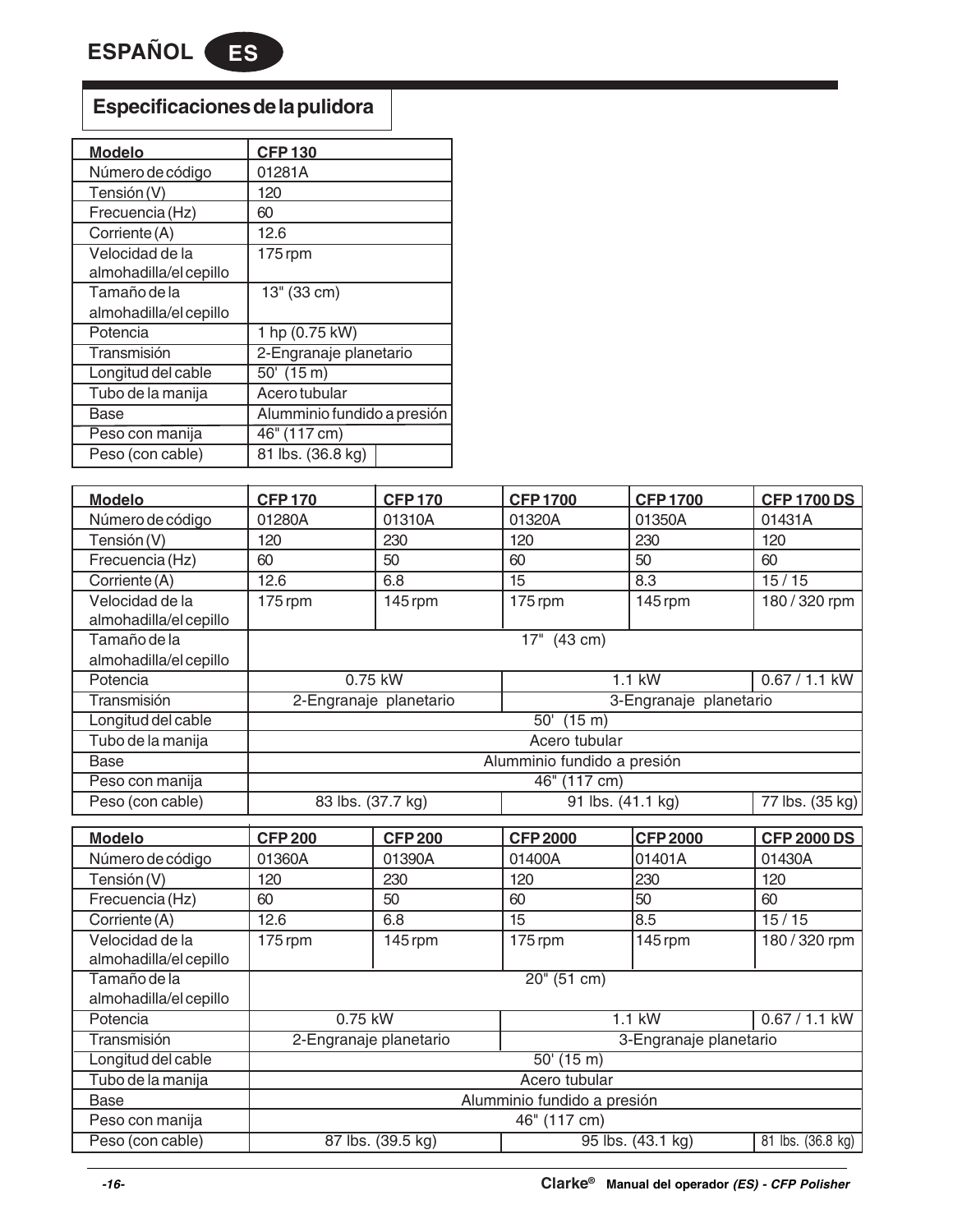## Especificaciones de la pulidora

| Modelo | CFP 130 |
|---|---|
| Número de código | 01281A |
| Tensión (V) | 120 |
| Frecuencia (Hz) | 60 |
| Corriente (A) | 12.6 |
| Velocidad de la almohadilla/el cepillo | 175 rpm |
| Tamaño de la almohadilla/el cepillo | 13" (33 cm) |
| Potencia | 1 hp (0.75 kW) |
| Transmisión | 2-Engranaje planetario |
| Longitud del cable | 50' (15 m) |
| Tubo de la manija | Acero tubular |
| Base | Alumminio fundido a presión |
| Peso con manija | 46" (117 cm) |
| Peso (con cable) | 81 lbs. (36.8 kg) |

| Modelo | CFP 170 | CFP 170 | CFP 1700 | CFP 1700 | CFP 1700 DS |
|---|---|---|---|---|---|
| Número de código | 01280A | 01310A | 01320A | 01350A | 01431A |
| Tensión (V) | 120 | 230 | 120 | 230 | 120 |
| Frecuencia (Hz) | 60 | 50 | 60 | 50 | 60 |
| Corriente (A) | 12.6 | 6.8 | 15 | 8.3 | 15 / 15 |
| Velocidad de la almohadilla/el cepillo | 175 rpm | 145 rpm | 175 rpm | 145 rpm | 180 / 320 rpm |
| Tamaño de la almohadilla/el cepillo | 17" (43 cm) | | | | |
| Potencia | 0.75 kW | | 1.1 kW | | 0.67 / 1.1 kW |
| Transmisión | 2-Engranaje planetario | | 3-Engranaje planetario | | |
| Longitud del cable | 50' (15 m) | | | | |
| Tubo de la manija | Acero tubular | | | | |
| Base | Alumminio fundido a presión | | | | |
| Peso con manija | 46" (117 cm) | | | | |
| Peso (con cable) | 83 lbs. (37.7 kg) | | 91 lbs. (41.1 kg) | | 77 lbs. (35 kg) |

| Modelo | CFP 200 | CFP 200 | CFP 2000 | CFP 2000 | CFP 2000 DS |
|---|---|---|---|---|---|
| Número de código | 01360A | 01390A | 01400A | 01401A | 01430A |
| Tensión (V) | 120 | 230 | 120 | 230 | 120 |
| Frecuencia (Hz) | 60 | 50 | 60 | 50 | 60 |
| Corriente (A) | 12.6 | 6.8 | 15 | 8.5 | 15 / 15 |
| Velocidad de la almohadilla/el cepillo | 175 rpm | 145 rpm | 175 rpm | 145 rpm | 180 / 320 rpm |
| Tamaño de la almohadilla/el cepillo | 20" (51 cm) | | | | |
| Potencia | 0.75 kW | | 1.1 kW | | 0.67 / 1.1 kW |
| Transmisión | 2-Engranaje planetario | | 3-Engranaje planetario | | |
| Longitud del cable | 50' (15 m) | | | | |
| Tubo de la manija | Acero tubular | | | | |
| Base | Alumminio fundido a presión | | | | |
| Peso con manija | 46" (117 cm) | | | | |
| Peso (con cable) | 87 lbs. (39.5 kg) | | 95 lbs. (43.1 kg) | | 81 lbs. (36.8 kg) |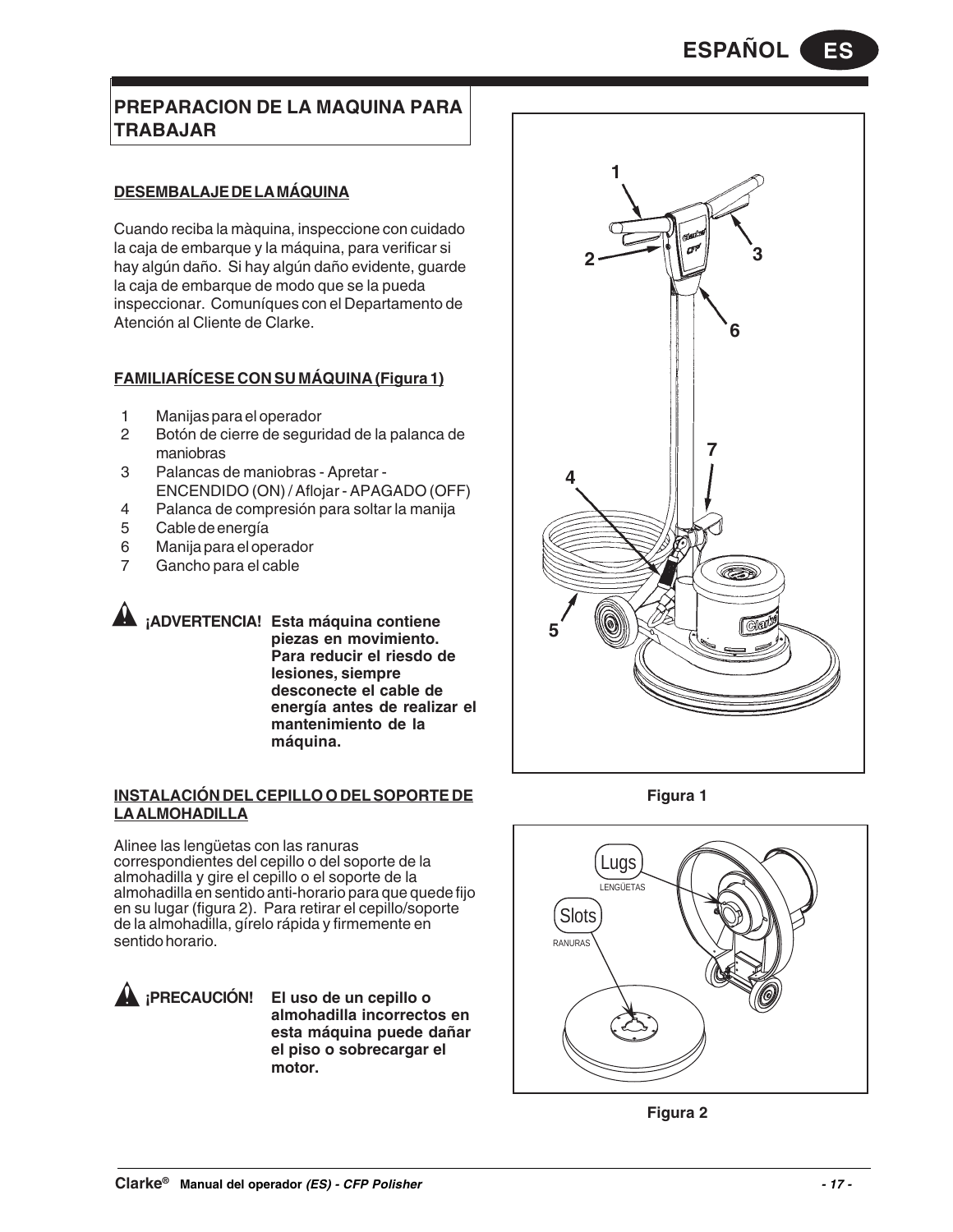## PREPARACION DE LA MAQUINA PARA TRABAJAR

### DESEMBALAJE DE LA MÁQUINA

Cuando reciba la màquina, inspeccione con cuidado la caja de embarque y la máquina, para verificar si hay algún daño. Si hay algún daño evidente, guarde la caja de embarque de modo que se la pueda inspeccionar. Comuníques con el Departamento de Atención al Cliente de Clarke.

### FAMILIARÍCESE CON SU MÁQUINA (Figura 1)

1 Manijas para el operador
2 Botón de cierre de seguridad de la palanca de maniobras
3 Palancas de maniobras - Apretar - ENCENDIDO (ON) / Aflojar - APAGADO (OFF)
4 Palanca de compresión para soltar la manija
5 Cable de energía
6 Manija para el operador
7 Gancho para el cable

**¡ADVERTENCIA! Esta máquina contiene piezas en movimiento. Para reducir el riesdo de lesiones, siempre desconecte el cable de energía antes de realizar el mantenimiento de la máquina.**

Figura 1

### INSTALACIÓN DEL CEPILLO O DEL SOPORTE DE LA ALMOHADILLA

Alinee las lengüetas con las ranuras correspondientes del cepillo o del soporte de la almohadilla y gire el cepillo o el soporte de la almohadilla en sentido anti-horario para que quede fijo en su lugar (figura 2). Para retirar el cepillo/soporte de la almohadilla, gírelo rápida y firmemente en sentido horario.

**¡PRECAUCIÓN! El uso de un cepillo o almohadilla incorrectos en esta máquina puede dañar el piso o sobrecargar el motor.**

Figura 2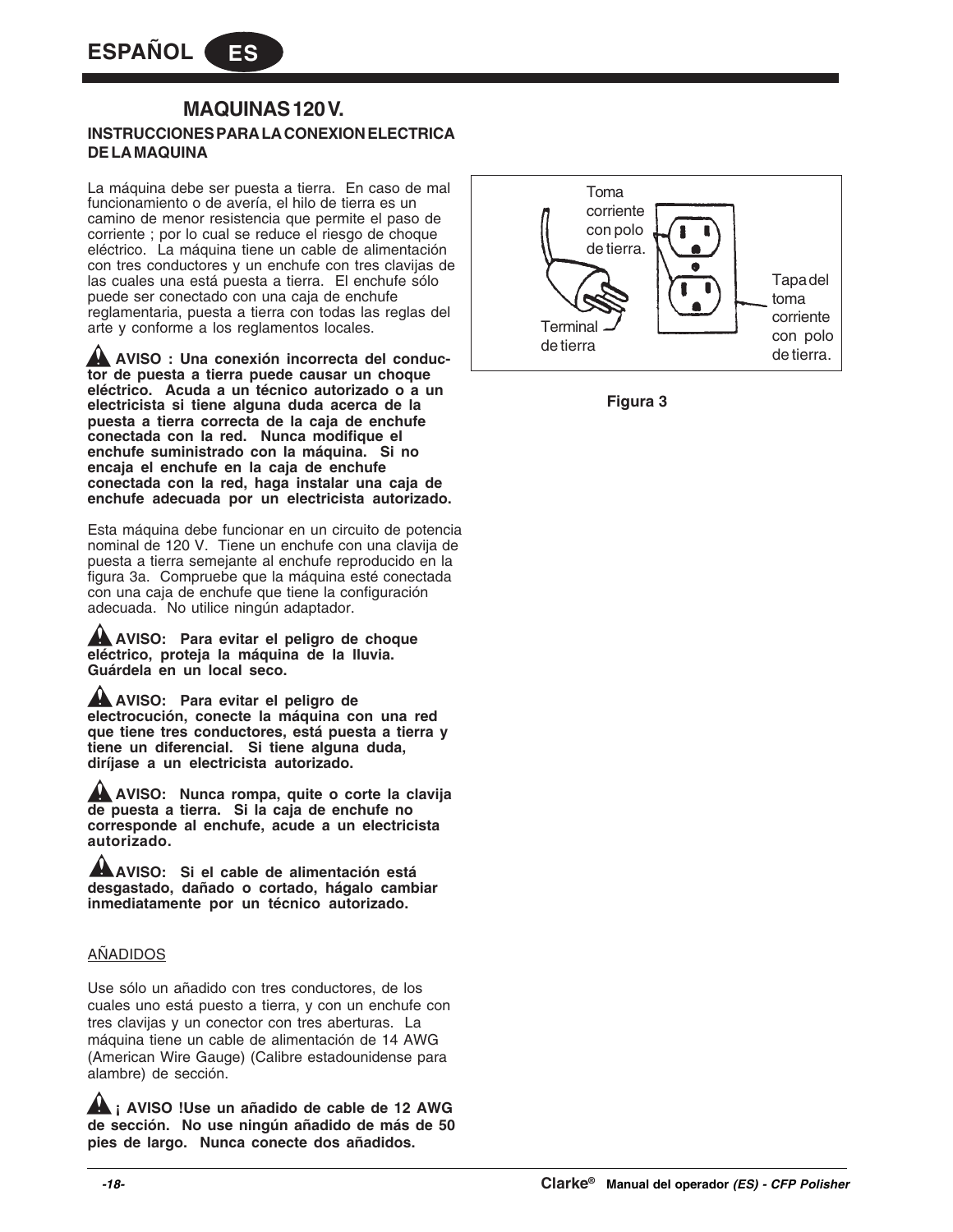## MAQUINAS 120 V.

### INSTRUCCIONES PARA LA CONEXION ELECTRICA DE LA MAQUINA

La máquina debe ser puesta a tierra. En caso de mal funcionamiento o de avería, el hilo de tierra es un camino de menor resistencia que permite el paso de corriente ; por lo cual se reduce el riesgo de choque eléctrico. La máquina tiene un cable de alimentación con tres conductores y un enchufe con tres clavijas de las cuales una está puesta a tierra. El enchufe sólo puede ser conectado con una caja de enchufe reglamentaria, puesta a tierra con todas las reglas del arte y conforme a los reglamentos locales.

**AVISO : Una conexión incorrecta del conductor de puesta a tierra puede causar un choque eléctrico. Acuda a un técnico autorizado o a un electricista si tiene alguna duda acerca de la puesta a tierra correcta de la caja de enchufe conectada con la red. Nunca modifique el enchufe suministrado con la máquina. Si no encaja el enchufe en la caja de enchufe conectada con la red, haga instalar una caja de enchufe adecuada por un electricista autorizado.**

Esta máquina debe funcionar en un circuito de potencia nominal de 120 V. Tiene un enchufe con una clavija de puesta a tierra semejante al enchufe reproducido en la figura 3a. Compruebe que la máquina esté conectada con una caja de enchufe que tiene la configuración adecuada. No utilice ningún adaptador.

**AVISO: Para evitar el peligro de choque eléctrico, proteja la máquina de la lluvia. Guárdela en un local seco.**

**AVISO: Para evitar el peligro de electrocución, conecte la máquina con una red que tiene tres conductores, está puesta a tierra y tiene un diferencial. Si tiene alguna duda, diríjase a un electricista autorizado.**

**AVISO: Nunca rompa, quite o corte la clavija de puesta a tierra. Si la caja de enchufe no corresponde al enchufe, acude a un electricista autorizado.**

**AVISO: Si el cable de alimentación está desgastado, dañado o cortado, hágalo cambiar inmediatamente por un técnico autorizado.**

Toma corriente con polo de tierra.

Tapa del toma corriente con polo de tierra.

Terminal de tierra

**Figura 3**

AÑADIDOS

Use sólo un añadido con tres conductores, de los cuales uno está puesto a tierra, y con un enchufe con tres clavijas y un conector con tres aberturas. La máquina tiene un cable de alimentación de 14 AWG (American Wire Gauge) (Calibre estadounidense para alambre) de sección.

**¡ AVISO !Use un añadido de cable de 12 AWG de sección. No use ningún añadido de más de 50 pies de largo. Nunca conecte dos añadidos.**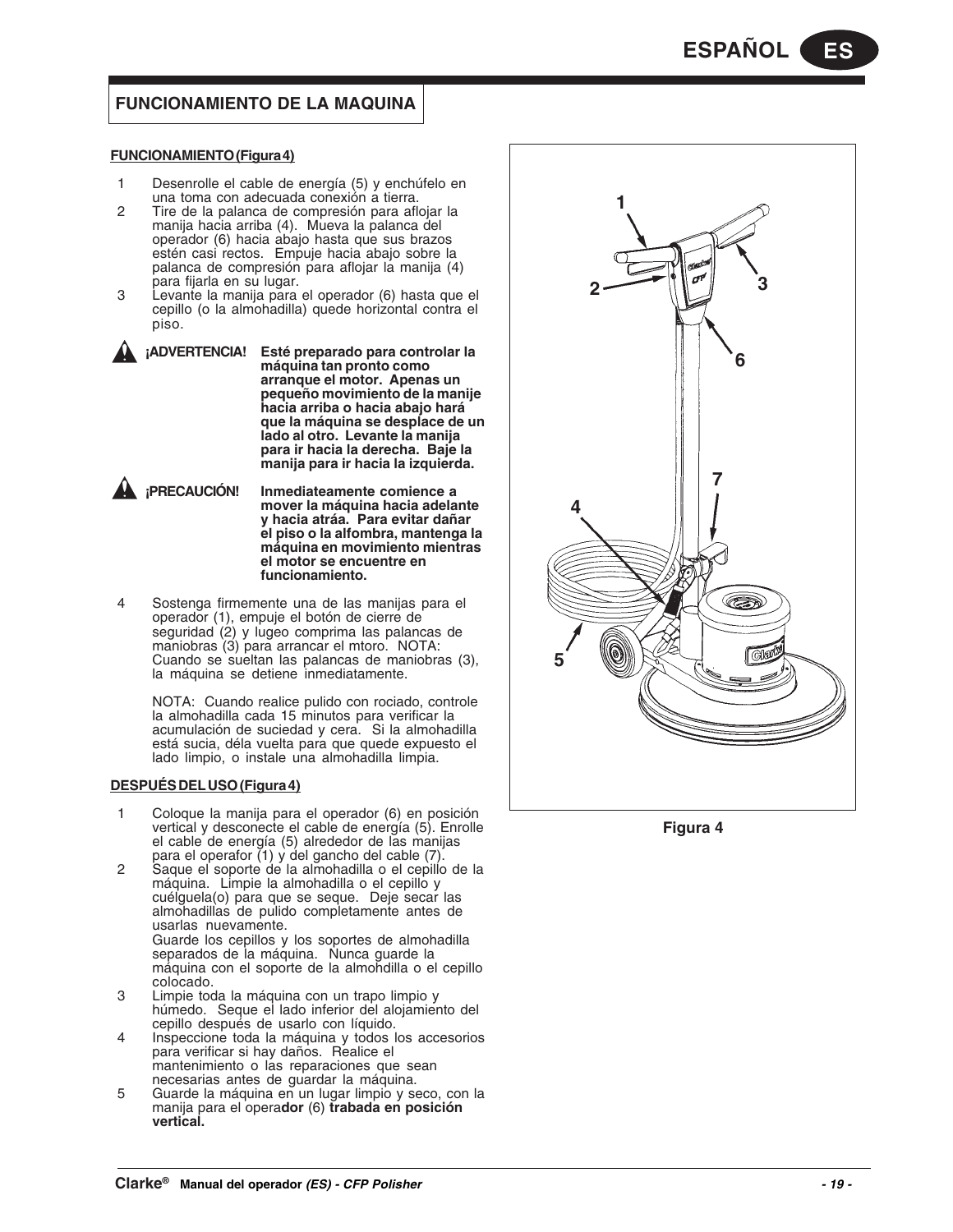# FUNCIONAMIENTO DE LA MAQUINA

## FUNCIONAMIENTO (Figura 4)

1. Desenrolle el cable de energía (5) y enchúfelo en una toma con adecuada conexión a tierra.
2. Tire de la palanca de compresión para aflojar la manija hacia arriba (4). Mueva la palanca del operador (6) hacia abajo hasta que sus brazos estén casi rectos. Empuje hacia abajo sobre la palanca de compresión para aflojar la manija (4) para fijarla en su lugar.
3. Levante la manija para el operador (6) hasta que el cepillo (o la almohadilla) quede horizontal contra el piso.

**¡ADVERTENCIA!** **Esté preparado para controlar la máquina tan pronto como arranque el motor. Apenas un pequeño movimiento de la manije hacia arriba o hacia abajo hará que la máquina se desplace de un lado al otro. Levante la manija para ir hacia la derecha. Baje la manija para ir hacia la izquierda.**

**¡PRECAUCIÓN!** **Inmediateamente comience a mover la máquina hacia adelante y hacia atráa. Para evitar dañar el piso o la alfombra, mantenga la máquina en movimiento mientras el motor se encuentre en funcionamiento.**

4. Sostenga firmemente una de las manijas para el operador (1), empuje el botón de cierre de seguridad (2) y lugeo comprima las palancas de maniobras (3) para arrancar el mtoro. NOTA: Cuando se sueltan las palancas de maniobras (3), la máquina se detiene inmediatamente.

   NOTA: Cuando realice pulido con rociado, controle la almohadilla cada 15 minutos para verificar la acumulación de suciedad y cera. Si la almohadilla está sucia, déla vuelta para que quede expuesto el lado limpio, o instale una almohadilla limpia.

## DESPUÉS DEL USO (Figura 4)

1. Coloque la manija para el operador (6) en posición vertical y desconecte el cable de energía (5). Enrolle el cable de energía (5) alrededor de las manijas para el operafor (1) y del gancho del cable (7).
2. Saque el soporte de la almohadilla o el cepillo de la máquina. Limpie la almohadilla o el cepillo y cuélguela(o) para que se seque. Deje secar las almohadillas de pulido completamente antes de usarlas nuevamente.
   Guarde los cepillos y los soportes de almohadilla separados de la máquina. Nunca guarde la máquina con el soporte de la almohdilla o el cepillo colocado.
3. Limpie toda la máquina con un trapo limpio y húmedo. Seque el lado inferior del alojamiento del cepillo después de usarlo con líquido.
4. Inspeccione toda la máquina y todos los accesorios para verificar si hay daños. Realice el mantenimiento o las reparaciones que sean necesarias antes de guardar la máquina.
5. Guarde la máquina en un lugar limpio y seco, con la manija para el opera**dor** (6) **trabada en posición vertical.**

**Figura 4**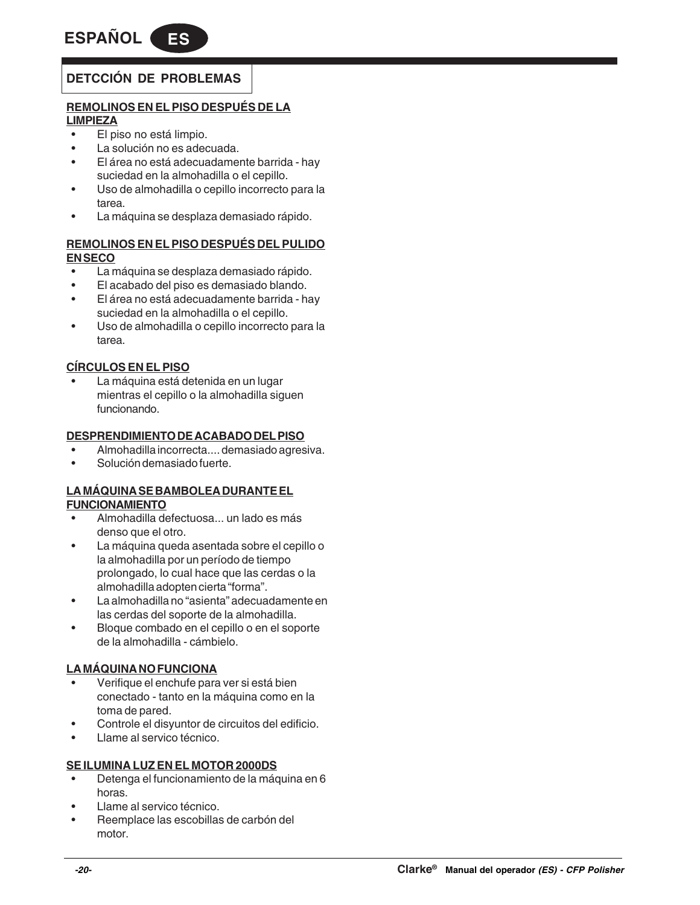## DETCCIÓN DE PROBLEMAS

**REMOLINOS EN EL PISO DESPUÉS DE LA LIMPIEZA**

- El piso no está limpio.
- La solución no es adecuada.
- El área no está adecuadamente barrida - hay suciedad en la almohadilla o el cepillo.
- Uso de almohadilla o cepillo incorrecto para la tarea.
- La máquina se desplaza demasiado rápido.

**REMOLINOS EN EL PISO DESPUÉS DEL PULIDO EN SECO**

- La máquina se desplaza demasiado rápido.
- El acabado del piso es demasiado blando.
- El área no está adecuadamente barrida - hay suciedad en la almohadilla o el cepillo.
- Uso de almohadilla o cepillo incorrecto para la tarea.

**CÍRCULOS EN EL PISO**

- La máquina está detenida en un lugar mientras el cepillo o la almohadilla siguen funcionando.

**DESPRENDIMIENTO DE ACABADO DEL PISO**

- Almohadilla incorrecta.... demasiado agresiva.
- Solución demasiado fuerte.

**LA MÁQUINA SE BAMBOLEA DURANTE EL FUNCIONAMIENTO**

- Almohadilla defectuosa... un lado es más denso que el otro.
- La máquina queda asentada sobre el cepillo o la almohadilla por un período de tiempo prolongado, lo cual hace que las cerdas o la almohadilla adopten cierta “forma”.
- La almohadilla no “asienta” adecuadamente en las cerdas del soporte de la almohadilla.
- Bloque combado en el cepillo o en el soporte de la almohadilla - cámbielo.

**LA MÁQUINA NO FUNCIONA**

- Verifique el enchufe para ver si está bien conectado - tanto en la máquina como en la toma de pared.
- Controle el disyuntor de circuitos del edificio.
- Llame al servico técnico.

**SE ILUMINA LUZ EN EL MOTOR 2000DS**

- Detenga el funcionamiento de la máquina en 6 horas.
- Llame al servico técnico.
- Reemplace las escobillas de carbón del motor.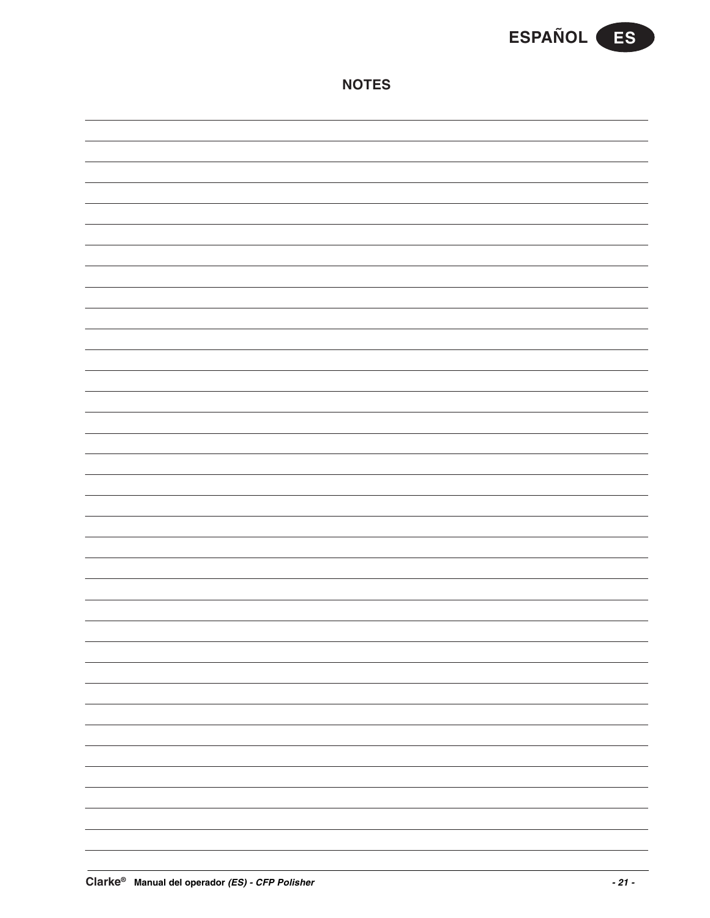## NOTES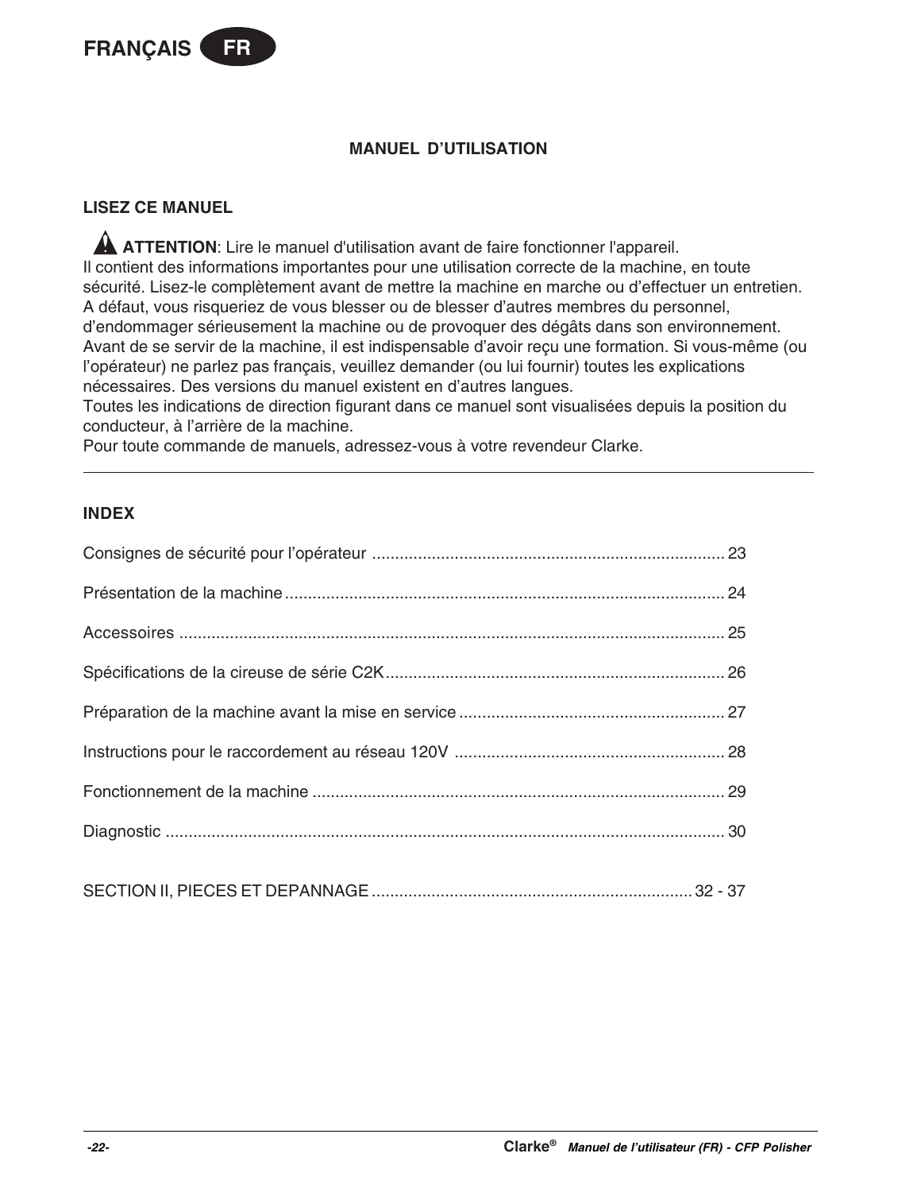# MANUEL D'UTILISATION

## LISEZ CE MANUEL

⚠ **ATTENTION**: Lire le manuel d'utilisation avant de faire fonctionner l'appareil.
Il contient des informations importantes pour une utilisation correcte de la machine, en toute sécurité. Lisez-le complètement avant de mettre la machine en marche ou d'effectuer un entretien. A défaut, vous risqueriez de vous blesser ou de blesser d'autres membres du personnel, d'endommager sérieusement la machine ou de provoquer des dégâts dans son environnement. Avant de se servir de la machine, il est indispensable d'avoir reçu une formation. Si vous-même (ou l'opérateur) ne parlez pas français, veuillez demander (ou lui fournir) toutes les explications nécessaires. Des versions du manuel existent en d'autres langues.
Toutes les indications de direction figurant dans ce manuel sont visualisées depuis la position du conducteur, à l'arrière de la machine.
Pour toute commande de manuels, adressez-vous à votre revendeur Clarke.

---

## INDEX

Consignes de sécurité pour l'opérateur ........ 23

Présentation de la machine ........ 24

Accessoires ........ 25

Spécifications de la cireuse de série C2K ........ 26

Préparation de la machine avant la mise en service ........ 27

Instructions pour le raccordement au réseau 120V ........ 28

Fonctionnement de la machine ........ 29

Diagnostic ........ 30

SECTION II, PIECES ET DEPANNAGE ........ 32 - 37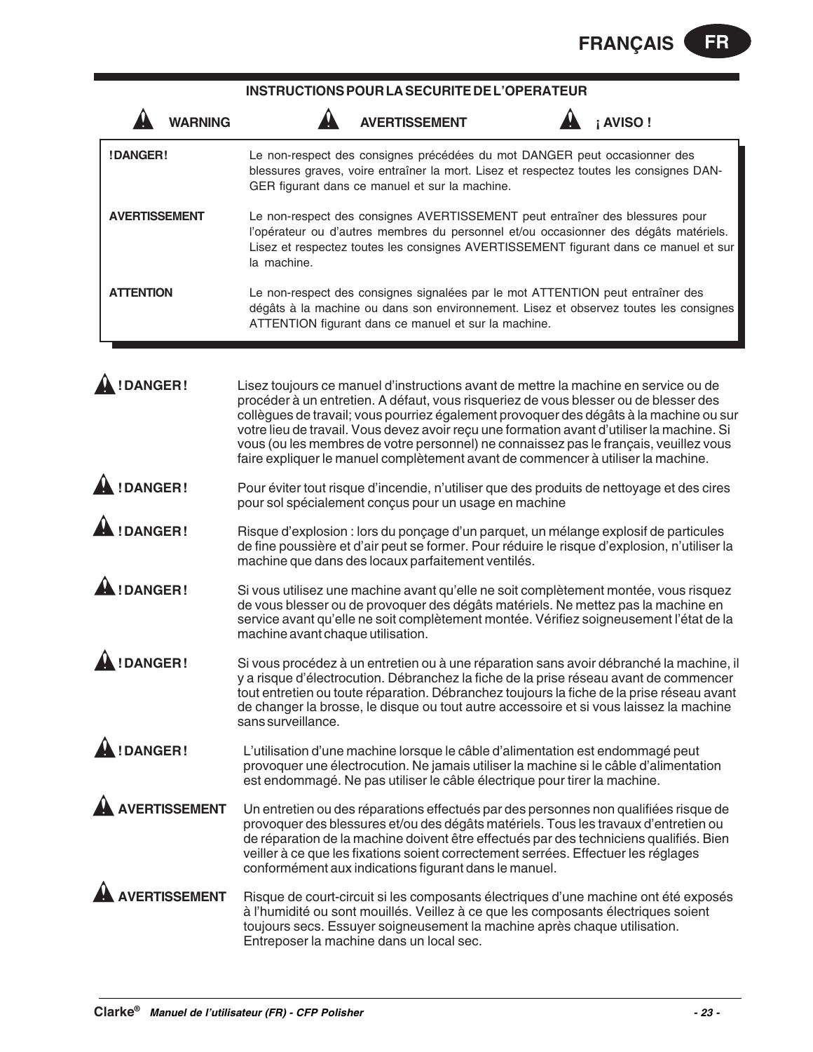## INSTRUCTIONS POUR LA SECURITE DE L'OPERATEUR

**WARNING** **AVERTISSEMENT** **¡ AVISO !**

| | |
|---|---|
| **!DANGER!** | Le non-respect des consignes précédées du mot DANGER peut occasionner des blessures graves, voire entraîner la mort. Lisez et respectez toutes les consignes DANGER figurant dans ce manuel et sur la machine. |
| **AVERTISSEMENT** | Le non-respect des consignes AVERTISSEMENT peut entraîner des blessures pour l'opérateur ou d'autres membres du personnel et/ou occasionner des dégâts matériels. Lisez et respectez toutes les consignes AVERTISSEMENT figurant dans ce manuel et sur la machine. |
| **ATTENTION** | Le non-respect des consignes signalées par le mot ATTENTION peut entraîner des dégâts à la machine ou dans son environnement. Lisez et observez toutes les consignes ATTENTION figurant dans ce manuel et sur la machine. |

**! DANGER !** Lisez toujours ce manuel d'instructions avant de mettre la machine en service ou de procéder à un entretien. A défaut, vous risqueriez de vous blesser ou de blesser des collègues de travail; vous pourriez également provoquer des dégâts à la machine ou sur votre lieu de travail. Vous devez avoir reçu une formation avant d'utiliser la machine. Si vous (ou les membres de votre personnel) ne connaissez pas le français, veuillez vous faire expliquer le manuel complètement avant de commencer à utiliser la machine.

**! DANGER !** Pour éviter tout risque d'incendie, n'utiliser que des produits de nettoyage et des cires pour sol spécialement conçus pour un usage en machine

**! DANGER !** Risque d'explosion : lors du ponçage d'un parquet, un mélange explosif de particules de fine poussière et d'air peut se former. Pour réduire le risque d'explosion, n'utiliser la machine que dans des locaux parfaitement ventilés.

**! DANGER !** Si vous utilisez une machine avant qu'elle ne soit complètement montée, vous risquez de vous blesser ou de provoquer des dégâts matériels. Ne mettez pas la machine en service avant qu'elle ne soit complètement montée. Vérifiez soigneusement l'état de la machine avant chaque utilisation.

**! DANGER !** Si vous procédez à un entretien ou à une réparation sans avoir débranché la machine, il y a risque d'électrocution. Débranchez la fiche de la prise réseau avant de commencer tout entretien ou toute réparation. Débranchez toujours la fiche de la prise réseau avant de changer la brosse, le disque ou tout autre accessoire et si vous laissez la machine sans surveillance.

**! DANGER !** L'utilisation d'une machine lorsque le câble d'alimentation est endommagé peut provoquer une électrocution. Ne jamais utiliser la machine si le câble d'alimentation est endommagé. Ne pas utiliser le câble électrique pour tirer la machine.

**AVERTISSEMENT** Un entretien ou des réparations effectués par des personnes non qualifiées risque de provoquer des blessures et/ou des dégâts matériels. Tous les travaux d'entretien ou de réparation de la machine doivent être effectués par des techniciens qualifiés. Bien veiller à ce que les fixations soient correctement serrées. Effectuer les réglages conformément aux indications figurant dans le manuel.

**AVERTISSEMENT** Risque de court-circuit si les composants électriques d'une machine ont été exposés à l'humidité ou sont mouillés. Veillez à ce que les composants électriques soient toujours secs. Essuyer soigneusement la machine après chaque utilisation. Entreposer la machine dans un local sec.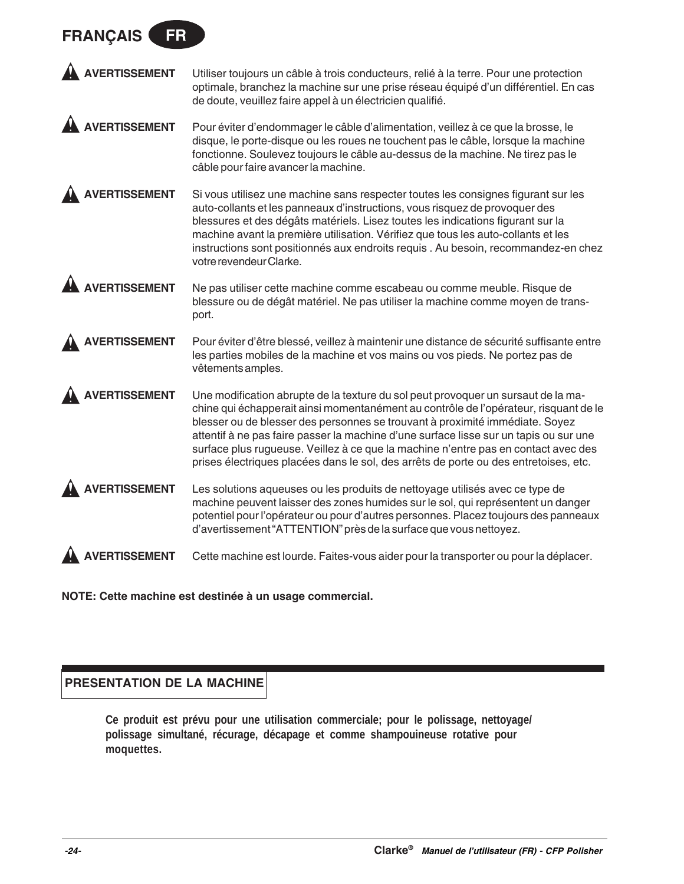**AVERTISSEMENT** Utiliser toujours un câble à trois conducteurs, relié à la terre. Pour une protection optimale, branchez la machine sur une prise réseau équipé d'un différentiel. En cas de doute, veuillez faire appel à un électricien qualifié.

**AVERTISSEMENT** Pour éviter d'endommager le câble d'alimentation, veillez à ce que la brosse, le disque, le porte-disque ou les roues ne touchent pas le câble, lorsque la machine fonctionne. Soulevez toujours le câble au-dessus de la machine. Ne tirez pas le câble pour faire avancer la machine.

**AVERTISSEMENT** Si vous utilisez une machine sans respecter toutes les consignes figurant sur les auto-collants et les panneaux d'instructions, vous risquez de provoquer des blessures et des dégâts matériels. Lisez toutes les indications figurant sur la machine avant la première utilisation. Vérifiez que tous les auto-collants et les instructions sont positionnés aux endroits requis . Au besoin, recommandez-en chez votre revendeur Clarke.

**AVERTISSEMENT** Ne pas utiliser cette machine comme escabeau ou comme meuble. Risque de blessure ou de dégât matériel. Ne pas utiliser la machine comme moyen de transport.

**AVERTISSEMENT** Pour éviter d'être blessé, veillez à maintenir une distance de sécurité suffisante entre les parties mobiles de la machine et vos mains ou vos pieds. Ne portez pas de vêtements amples.

**AVERTISSEMENT** Une modification abrupte de la texture du sol peut provoquer un sursaut de la machine qui échapperait ainsi momentanément au contrôle de l'opérateur, risquant de le blesser ou de blesser des personnes se trouvant à proximité immédiate. Soyez attentif à ne pas faire passer la machine d'une surface lisse sur un tapis ou sur une surface plus rugueuse. Veillez à ce que la machine n'entre pas en contact avec des prises électriques placées dans le sol, des arrêts de porte ou des entretoises, etc.

**AVERTISSEMENT** Les solutions aqueuses ou les produits de nettoyage utilisés avec ce type de machine peuvent laisser des zones humides sur le sol, qui représentent un danger potentiel pour l'opérateur ou pour d'autres personnes. Placez toujours des panneaux d'avertissement "ATTENTION" près de la surface que vous nettoyez.

**AVERTISSEMENT** Cette machine est lourde. Faites-vous aider pour la transporter ou pour la déplacer.

**NOTE: Cette machine est destinée à un usage commercial.**

## PRESENTATION DE LA MACHINE

**Ce produit est prévu pour une utilisation commerciale; pour le polissage, nettoyage/polissage simultané, récurage, décapage et comme shampouineuse rotative pour moquettes.**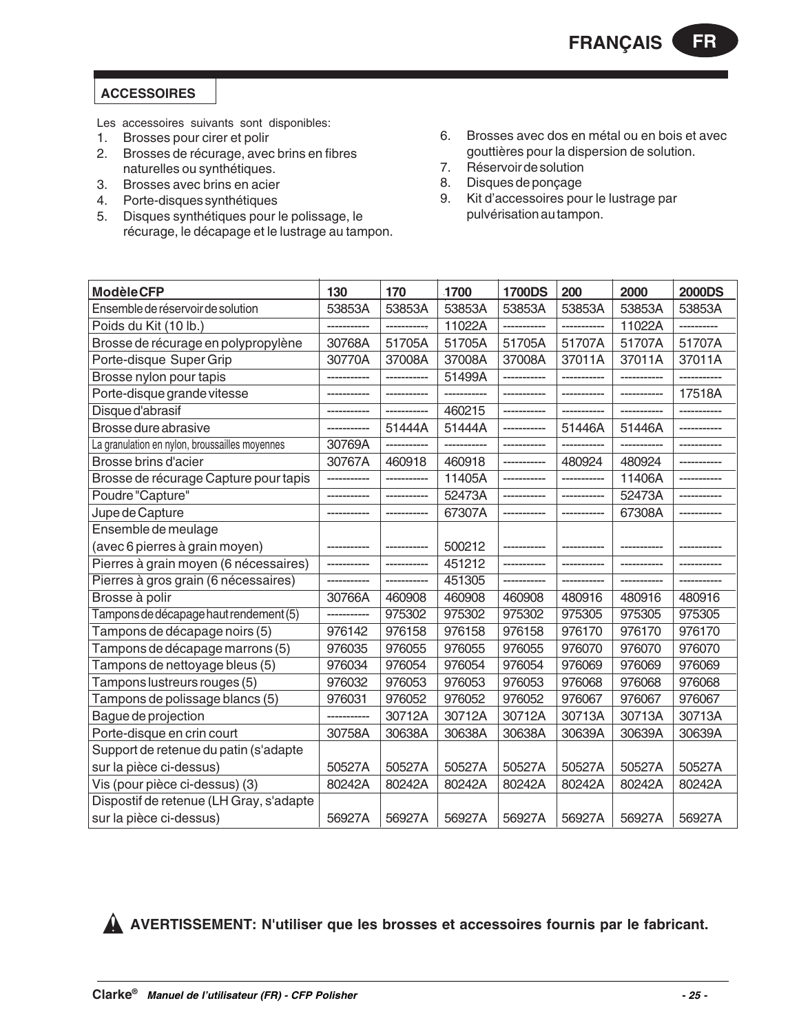## ACCESSOIRES

Les accessoires suivants sont disponibles:

1. Brosses pour cirer et polir
2. Brosses de récurage, avec brins en fibres naturelles ou synthétiques.
3. Brosses avec brins en acier
4. Porte-disques synthétiques
5. Disques synthétiques pour le polissage, le récurage, le décapage et le lustrage au tampon.
6. Brosses avec dos en métal ou en bois et avec gouttières pour la dispersion de solution.
7. Réservoir de solution
8. Disques de ponçage
9. Kit d'accessoires pour le lustrage par pulvérisation au tampon.

| Modèle CFP | 130 | 170 | 1700 | 1700DS | 200 | 2000 | 2000DS |
|---|---|---|---|---|---|---|---|
| Ensemble de réservoir de solution | 53853A | 53853A | 53853A | 53853A | 53853A | 53853A | 53853A |
| Poids du Kit (10 lb.) | ----------- | ----------- | 11022A | ----------- | ----------- | 11022A | ---------- |
| Brosse de récurage en polypropylène | 30768A | 51705A | 51705A | 51705A | 51707A | 51707A | 51707A |
| Porte-disque Super Grip | 30770A | 37008A | 37008A | 37008A | 37011A | 37011A | 37011A |
| Brosse nylon pour tapis | ----------- | ----------- | 51499A | ----------- | ----------- | ----------- | ----------- |
| Porte-disque grande vitesse | ----------- | ----------- | ----------- | ----------- | ----------- | ----------- | 17518A |
| Disque d'abrasif | ----------- | ----------- | 460215 | ----------- | ----------- | ----------- | ----------- |
| Brosse dure abrasive | ----------- | 51444A | 51444A | ----------- | 51446A | 51446A | ----------- |
| La granulation en nylon, broussailles moyennes | 30769A | ----------- | ----------- | ----------- | ----------- | ----------- | ----------- |
| Brosse brins d'acier | 30767A | 460918 | 460918 | ----------- | 480924 | 480924 | ----------- |
| Brosse de récurage Capture pour tapis | ----------- | ----------- | 11405A | ----------- | ----------- | 11406A | ----------- |
| Poudre "Capture" | ----------- | ----------- | 52473A | ----------- | ----------- | 52473A | ----------- |
| Jupe de Capture | ----------- | ----------- | 67307A | ----------- | ----------- | 67308A | ----------- |
| Ensemble de meulage (avec 6 pierres à grain moyen) | ----------- | ----------- | 500212 | ----------- | ----------- | ----------- | ----------- |
| Pierres à grain moyen (6 nécessaires) | ----------- | ----------- | 451212 | ----------- | ----------- | ----------- | ----------- |
| Pierres à gros grain (6 nécessaires) | ----------- | ----------- | 451305 | ----------- | ----------- | ----------- | ----------- |
| Brosse à polir | 30766A | 460908 | 460908 | 460908 | 480916 | 480916 | 480916 |
| Tampons de décapage haut rendement (5) | ----------- | 975302 | 975302 | 975302 | 975305 | 975305 | 975305 |
| Tampons de décapage noirs (5) | 976142 | 976158 | 976158 | 976158 | 976170 | 976170 | 976170 |
| Tampons de décapage marrons (5) | 976035 | 976055 | 976055 | 976055 | 976070 | 976070 | 976070 |
| Tampons de nettoyage bleus (5) | 976034 | 976054 | 976054 | 976054 | 976069 | 976069 | 976069 |
| Tampons lustreurs rouges (5) | 976032 | 976053 | 976053 | 976053 | 976068 | 976068 | 976068 |
| Tampons de polissage blancs (5) | 976031 | 976052 | 976052 | 976052 | 976067 | 976067 | 976067 |
| Bague de projection | ----------- | 30712A | 30712A | 30712A | 30713A | 30713A | 30713A |
| Porte-disque en crin court | 30758A | 30638A | 30638A | 30638A | 30639A | 30639A | 30639A |
| Support de retenue du patin (s'adapte sur la pièce ci-dessus) | 50527A | 50527A | 50527A | 50527A | 50527A | 50527A | 50527A |
| Vis (pour pièce ci-dessus) (3) | 80242A | 80242A | 80242A | 80242A | 80242A | 80242A | 80242A |
| Dispostif de retenue (LH Gray, s'adapte sur la pièce ci-dessus) | 56927A | 56927A | 56927A | 56927A | 56927A | 56927A | 56927A |

**AVERTISSEMENT: N'utiliser que les brosses et accessoires fournis par le fabricant.**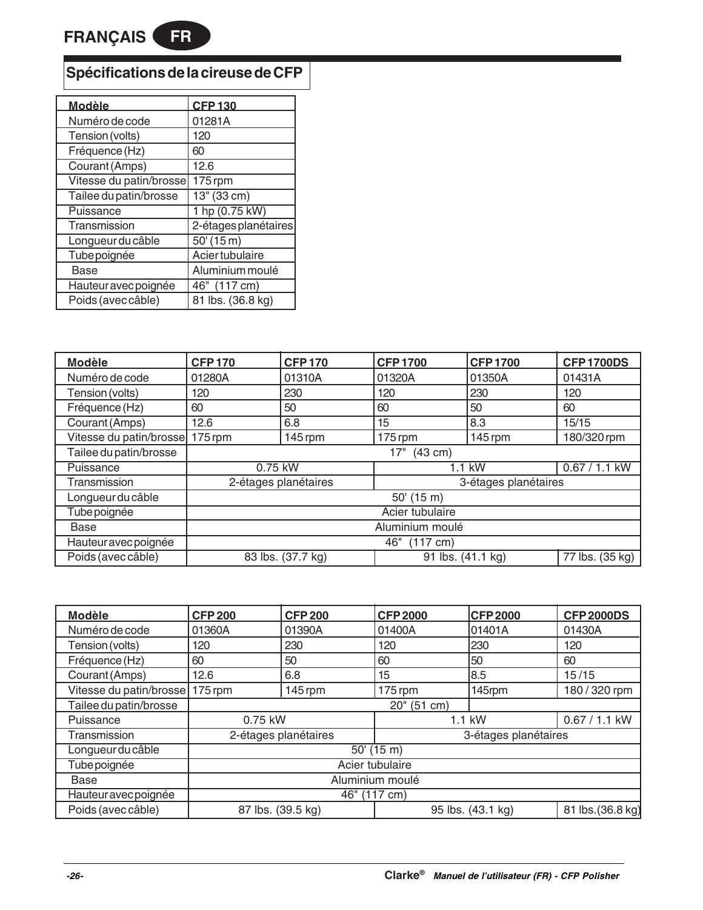## Spécifications de la cireuse de CFP

| Modèle | CFP 130 |
|---|---|
| Numéro de code | 01281A |
| Tension (volts) | 120 |
| Fréquence (Hz) | 60 |
| Courant (Amps) | 12.6 |
| Vitesse du patin/brosse | 175 rpm |
| Tailee du patin/brosse | 13" (33 cm) |
| Puissance | 1 hp (0.75 kW) |
| Transmission | 2-étages planétaires |
| Longueur du câble | 50' (15 m) |
| Tube poignée | Acier tubulaire |
| Base | Aluminium moulé |
| Hauteur avec poignée | 46" (117 cm) |
| Poids (avec câble) | 81 lbs. (36.8 kg) |

| Modèle | CFP 170 | CFP 170 | CFP 1700 | CFP 1700 | CFP 1700DS |
|---|---|---|---|---|---|
| Numéro de code | 01280A | 01310A | 01320A | 01350A | 01431A |
| Tension (volts) | 120 | 230 | 120 | 230 | 120 |
| Fréquence (Hz) | 60 | 50 | 60 | 50 | 60 |
| Courant (Amps) | 12.6 | 6.8 | 15 | 8.3 | 15/15 |
| Vitesse du patin/brosse | 175 rpm | 145 rpm | 175 rpm | 145 rpm | 180/320 rpm |
| Tailee du patin/brosse | 17" (43 cm) | | | | |
| Puissance | 0.75 kW | | 1.1 kW | | 0.67 / 1.1 kW |
| Transmission | 2-étages planétaires | | 3-étages planétaires | | |
| Longueur du câble | 50' (15 m) | | | | |
| Tube poignée | Acier tubulaire | | | | |
| Base | Aluminium moulé | | | | |
| Hauteur avec poignée | 46" (117 cm) | | | | |
| Poids (avec câble) | 83 lbs. (37.7 kg) | | 91 lbs. (41.1 kg) | | 77 lbs. (35 kg) |

| Modèle | CFP 200 | CFP 200 | CFP 2000 | CFP 2000 | CFP 2000DS |
|---|---|---|---|---|---|
| Numéro de code | 01360A | 01390A | 01400A | 01401A | 01430A |
| Tension (volts) | 120 | 230 | 120 | 230 | 120 |
| Fréquence (Hz) | 60 | 50 | 60 | 50 | 60 |
| Courant (Amps) | 12.6 | 6.8 | 15 | 8.5 | 15 /15 |
| Vitesse du patin/brosse | 175 rpm | 145 rpm | 175 rpm | 145rpm | 180 / 320 rpm |
| Tailee du patin/brosse | 20" (51 cm) | | | | |
| Puissance | 0.75 kW | | 1.1 kW | | 0.67 / 1.1 kW |
| Transmission | 2-étages planétaires | | 3-étages planétaires | | |
| Longueur du câble | 50' (15 m) | | | | |
| Tube poignée | Acier tubulaire | | | | |
| Base | Aluminium moulé | | | | |
| Hauteur avec poignée | 46" (117 cm) | | | | |
| Poids (avec câble) | 87 lbs. (39.5 kg) | | 95 lbs. (43.1 kg) | | 81 lbs.(36.8 kg) |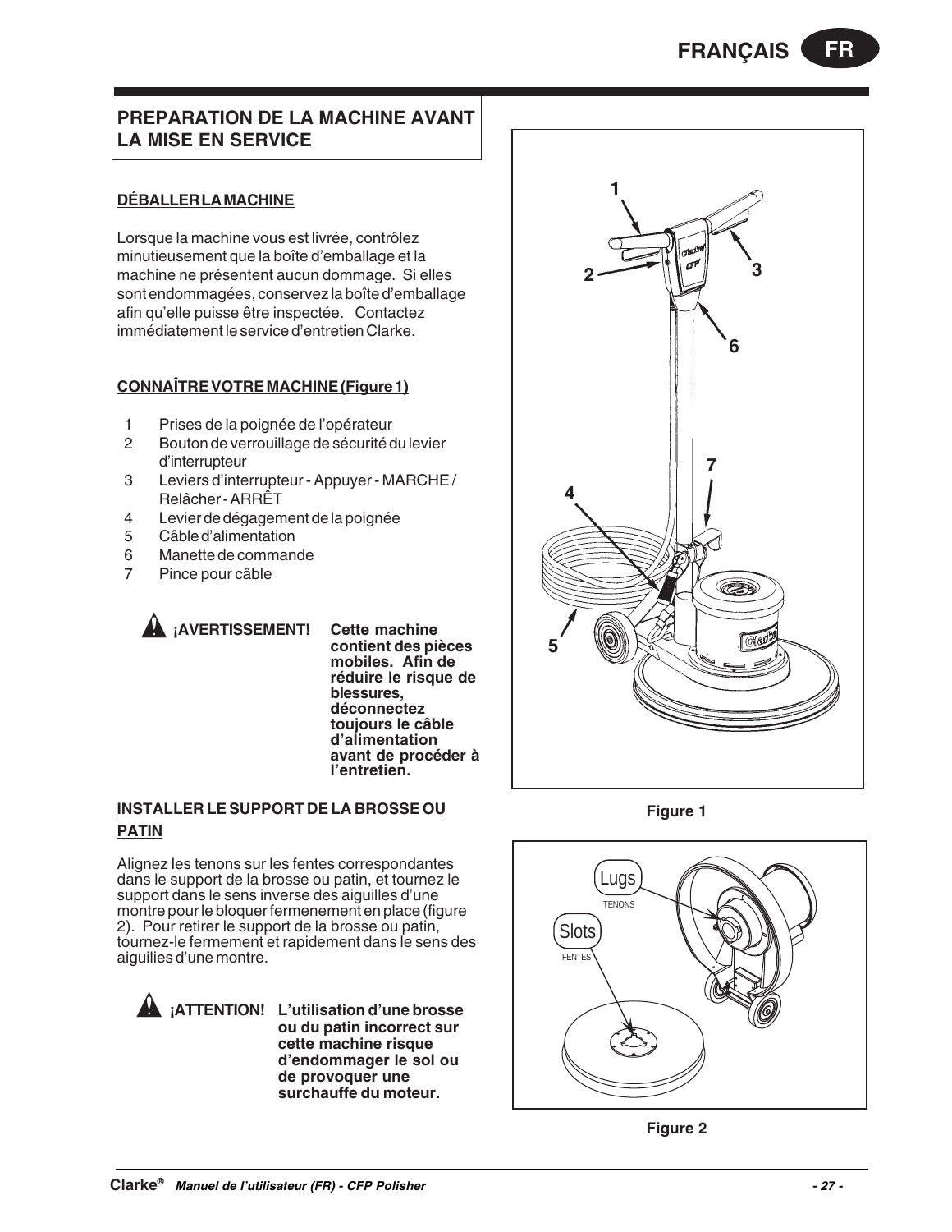## PREPARATION DE LA MACHINE AVANT LA MISE EN SERVICE

### DÉBALLER LA MACHINE

Lorsque la machine vous est livrée, contrôlez minutieusement que la boîte d'emballage et la machine ne présentent aucun dommage. Si elles sont endommagées, conservez la boîte d'emballage afin qu'elle puisse être inspectée. Contactez immédiatement le service d'entretien Clarke.

### CONNAÎTRE VOTRE MACHINE (Figure 1)

1. Prises de la poignée de l'opérateur
2. Bouton de verrouillage de sécurité du levier d'interrupteur
3. Leviers d'interrupteur - Appuyer - MARCHE / Relâcher - ARRÊT
4. Levier de dégagement de la poignée
5. Câble d'alimentation
6. Manette de commande
7. Pince pour câble

**¡AVERTISSEMENT!** **Cette machine contient des pièces mobiles. Afin de réduire le risque de blessures, déconnectez toujours le câble d'alimentation avant de procéder à l'entretien.**

Figure 1

### INSTALLER LE SUPPORT DE LA BROSSE OU PATIN

Alignez les tenons sur les fentes correspondantes dans le support de la brosse ou patin, et tournez le support dans le sens inverse des aiguilles d'une montre pour le bloquer fermenement en place (figure 2). Pour retirer le support de la brosse ou patin, tournez-le fermement et rapidement dans le sens des aiguilles d'une montre.

**¡ATTENTION!** **L'utilisation d'une brosse ou du patin incorrect sur cette machine risque d'endommager le sol ou de provoquer une surchauffe du moteur.**

Lugs
TENONS

Slots
FENTES

Figure 2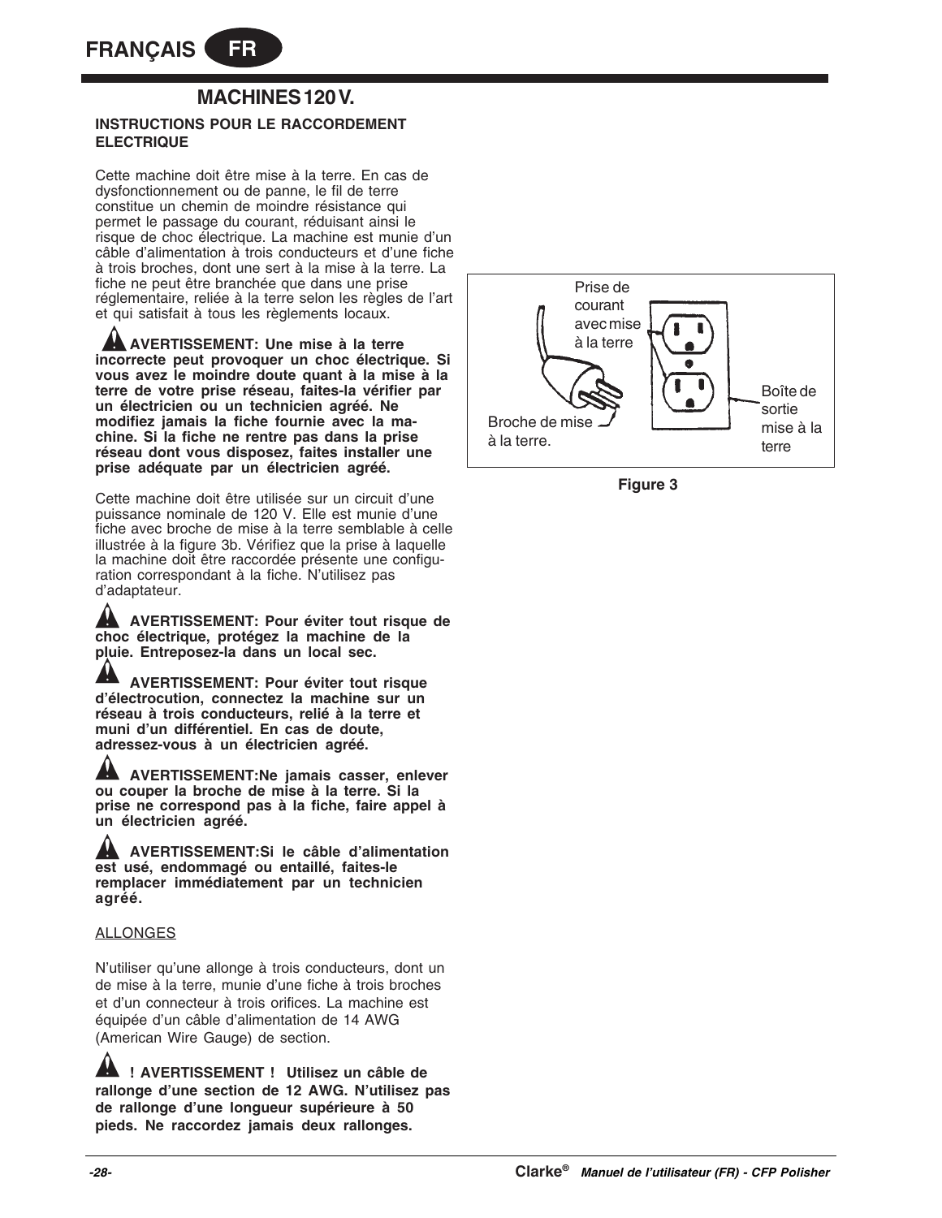## MACHINES 120 V.

### INSTRUCTIONS POUR LE RACCORDEMENT ELECTRIQUE

Cette machine doit être mise à la terre. En cas de dysfonctionnement ou de panne, le fil de terre constitue un chemin de moindre résistance qui permet le passage du courant, réduisant ainsi le risque de choc électrique. La machine est munie d'un câble d'alimentation à trois conducteurs et d'une fiche à trois broches, dont une sert à la mise à la terre. La fiche ne peut être branchée que dans une prise réglementaire, reliée à la terre selon les règles de l'art et qui satisfait à tous les règlements locaux.

**AVERTISSEMENT: Une mise à la terre incorrecte peut provoquer un choc électrique. Si vous avez le moindre doute quant à la mise à la terre de votre prise réseau, faites-la vérifier par un électricien ou un technicien agréé. Ne modifiez jamais la fiche fournie avec la machine. Si la fiche ne rentre pas dans la prise réseau dont vous disposez, faites installer une prise adéquate par un électricien agréé.**

Cette machine doit être utilisée sur un circuit d'une puissance nominale de 120 V. Elle est munie d'une fiche avec broche de mise à la terre semblable à celle illustrée à la figure 3b. Vérifiez que la prise à laquelle la machine doit être raccordée présente une configuration correspondant à la fiche. N'utilisez pas d'adaptateur.

**AVERTISSEMENT: Pour éviter tout risque de choc électrique, protégez la machine de la pluie. Entreposez-la dans un local sec.**

**AVERTISSEMENT: Pour éviter tout risque d'électrocution, connectez la machine sur un réseau à trois conducteurs, relié à la terre et muni d'un différentiel. En cas de doute, adressez-vous à un électricien agréé.**

**AVERTISSEMENT:Ne jamais casser, enlever ou couper la broche de mise à la terre. Si la prise ne correspond pas à la fiche, faire appel à un électricien agréé.**

**AVERTISSEMENT:Si le câble d'alimentation est usé, endommagé ou entaillé, faites-le remplacer immédiatement par un technicien agréé.**

ALLONGES

N'utiliser qu'une allonge à trois conducteurs, dont un de mise à la terre, munie d'une fiche à trois broches et d'un connecteur à trois orifices. La machine est équipée d'un câble d'alimentation de 14 AWG (American Wire Gauge) de section.

**! AVERTISSEMENT ! Utilisez un câble de rallonge d'une section de 12 AWG. N'utilisez pas de rallonge d'une longueur supérieure à 50 pieds. Ne raccordez jamais deux rallonges.**

Prise de courant avec mise à la terre

Broche de mise à la terre.

Boîte de sortie mise à la terre

**Figure 3**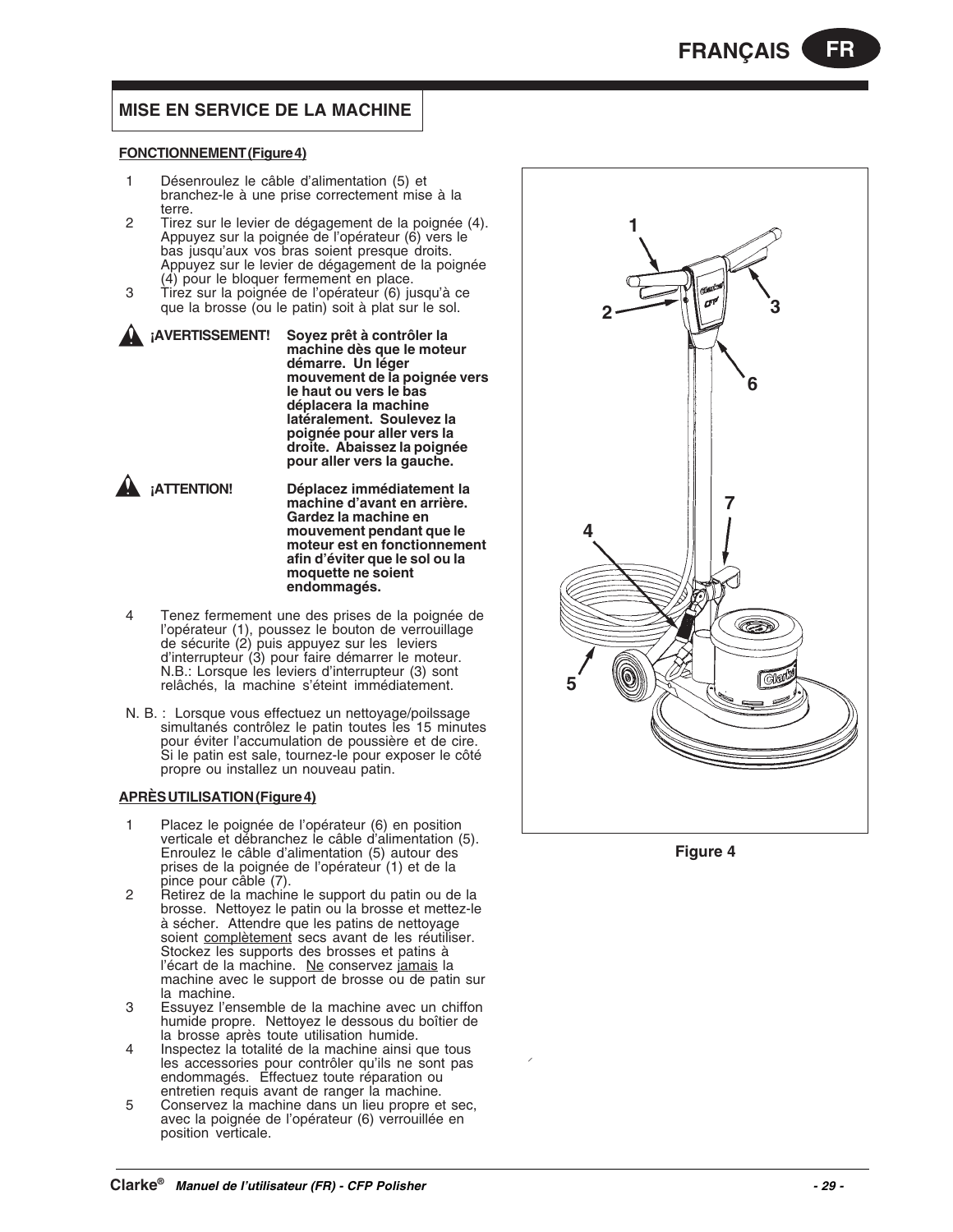## MISE EN SERVICE DE LA MACHINE

**FONCTIONNEMENT (Figure 4)**

1. Désenroulez le câble d'alimentation (5) et branchez-le à une prise correctement mise à la terre.
2. Tirez sur le levier de dégagement de la poignée (4). Appuyez sur la poignée de l'opérateur (6) vers le bas jusqu'aux vos bras soient presque droits. Appuyez sur le levier de dégagement de la poignée (4) pour le bloquer fermement en place.
3. Tirez sur la poignée de l'opérateur (6) jusqu'à ce que la brosse (ou le patin) soit à plat sur le sol.

**¡AVERTISSEMENT!** **Soyez prêt à contrôler la machine dès que le moteur démarre. Un léger mouvement de la poignée vers le haut ou vers le bas déplacera la machine latéralement. Soulevez la poignée pour aller vers la droite. Abaissez la poignée pour aller vers la gauche.**

**¡ATTENTION!** **Déplacez immédiatement la machine d'avant en arrière. Gardez la machine en mouvement pendant que le moteur est en fonctionnement afin d'éviter que le sol ou la moquette ne soient endommagés.**

4. Tenez fermement une des prises de la poignée de l'opérateur (1), poussez le bouton de verrouillage de sécurite (2) puis appuyez sur les leviers d'interrupteur (3) pour faire démarrer le moteur. N.B.: Lorsque les leviers d'interrupteur (3) sont relâchés, la machine s'éteint immédiatement.

N. B. : Lorsque vous effectuez un nettoyage/poilssage simultanés contrôlez le patin toutes les 15 minutes pour éviter l'accumulation de poussière et de cire. Si le patin est sale, tournez-le pour exposer le côté propre ou installez un nouveau patin.

**APRÈS UTILISATION (Figure 4)**

1. Placez le poignée de l'opérateur (6) en position verticale et débranchez le câble d'alimentation (5). Enroulez le câble d'alimentation (5) autour des prises de la poignée de l'opérateur (1) et de la pince pour câble (7).
2. Retirez de la machine le support du patin ou de la brosse. Nettoyez le patin ou la brosse et mettez-le à sécher. Attendre que les patins de nettoyage soient complètement secs avant de les réutiliser. Stockez les supports des brosses et patins à l'écart de la machine. Ne conservez jamais la machine avec le support de brosse ou de patin sur la machine.
3. Essuyez l'ensemble de la machine avec un chiffon humide propre. Nettoyez le dessous du boîtier de la brosse après toute utilisation humide.
4. Inspectez la totalité de la machine ainsi que tous les accessories pour contrôler qu'ils ne sont pas endommagés. Effectuez toute réparation ou entretien requis avant de ranger la machine.
5. Conservez la machine dans un lieu propre et sec, avec la poignée de l'opérateur (6) verrouillée en position verticale.

Figure 4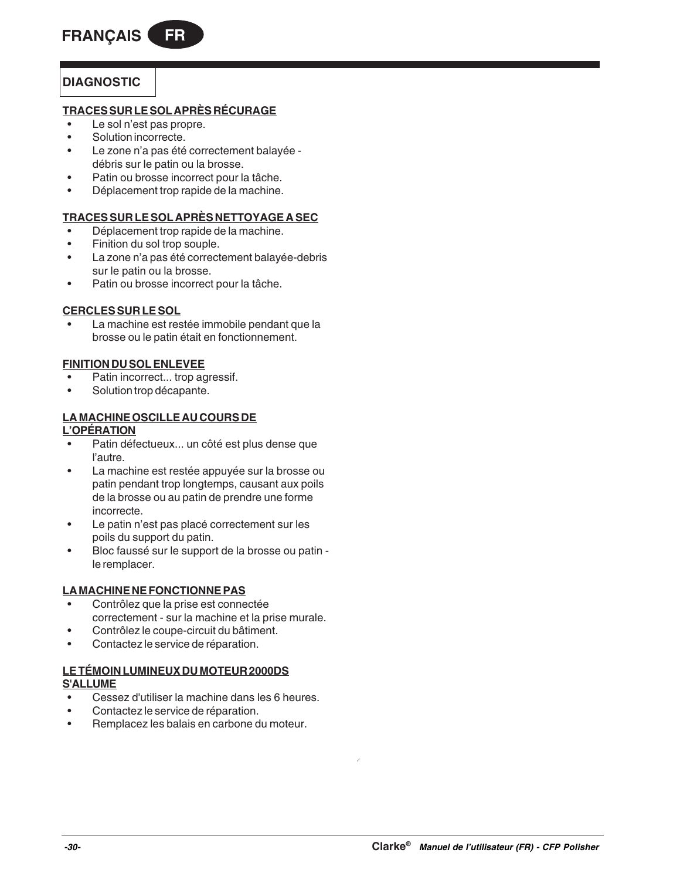## DIAGNOSTIC

**TRACES SUR LE SOL APRÈS RÉCURAGE**

- Le sol n'est pas propre.
- Solution incorrecte.
- Le zone n'a pas été correctement balayée - débris sur le patin ou la brosse.
- Patin ou brosse incorrect pour la tâche.
- Déplacement trop rapide de la machine.

**TRACES SUR LE SOL APRÈS NETTOYAGE A SEC**

- Déplacement trop rapide de la machine.
- Finition du sol trop souple.
- La zone n'a pas été correctement balayée-debris sur le patin ou la brosse.
- Patin ou brosse incorrect pour la tâche.

**CERCLES SUR LE SOL**

- La machine est restée immobile pendant que la brosse ou le patin était en fonctionnement.

**FINITION DU SOL ENLEVEE**

- Patin incorrect... trop agressif.
- Solution trop décapante.

**LA MACHINE OSCILLE AU COURS DE L'OPÉRATION**

- Patin défectueux... un côté est plus dense que l'autre.
- La machine est restée appuyée sur la brosse ou patin pendant trop longtemps, causant aux poils de la brosse ou au patin de prendre une forme incorrecte.
- Le patin n'est pas placé correctement sur les poils du support du patin.
- Bloc faussé sur le support de la brosse ou patin - le remplacer.

**LA MACHINE NE FONCTIONNE PAS**

- Contrôlez que la prise est connectée correctement - sur la machine et la prise murale.
- Contrôlez le coupe-circuit du bâtiment.
- Contactez le service de réparation.

**LE TÉMOIN LUMINEUX DU MOTEUR 2000DS S'ALLUME**

- Cessez d'utiliser la machine dans les 6 heures.
- Contactez le service de réparation.
- Remplacez les balais en carbone du moteur.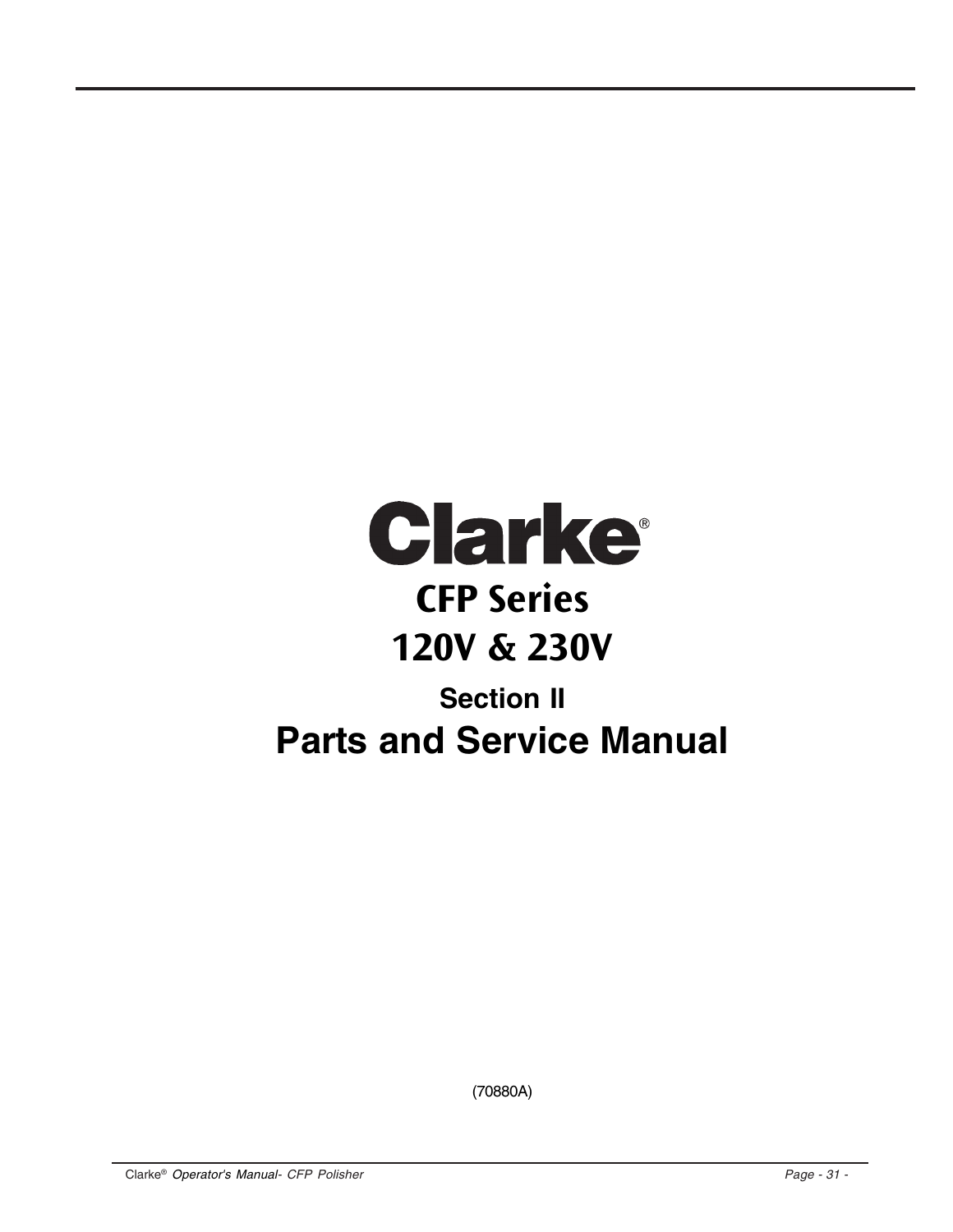# Clarke®

## CFP Series

## 120V & 230V

### Section II

# Parts and Service Manual

(70880A)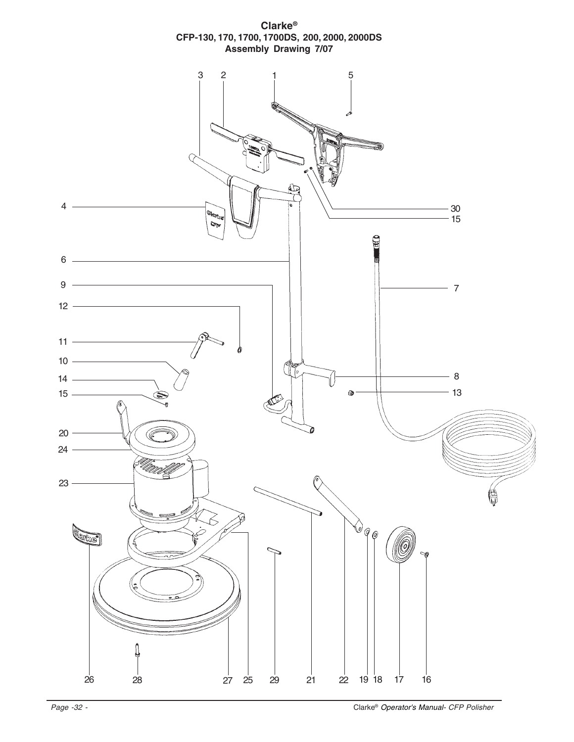**Clarke®**
**CFP-130, 170, 1700, 1700DS, 200, 2000, 2000DS**
**Assembly Drawing 7/07**

3 2 1 5

4

30
15

6

9 7

12

11

10 8

14 13

15

20

24

23

26 28 27 25 29 21 22 19 18 17 16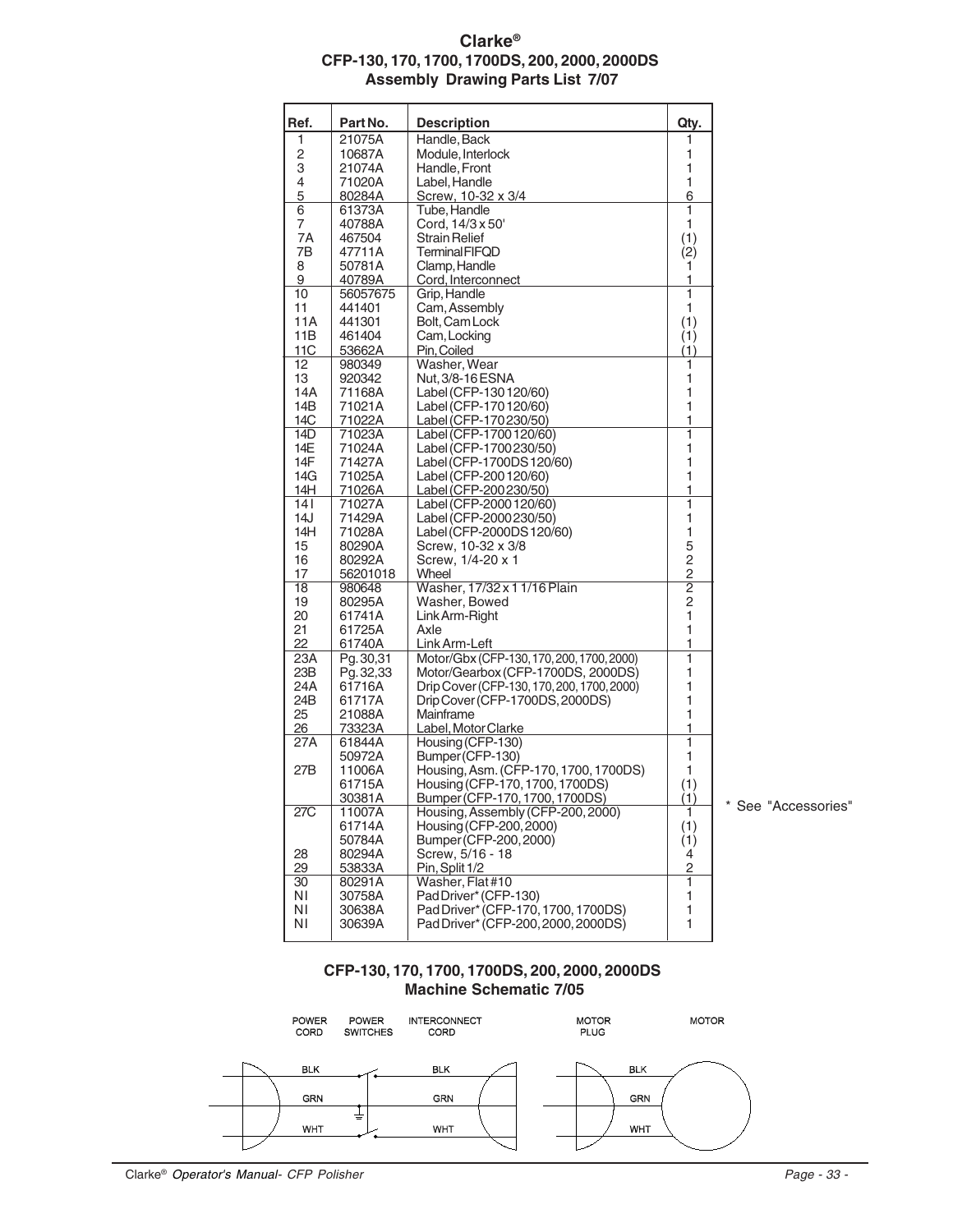# Clarke®

## CFP-130, 170, 1700, 1700DS, 200, 2000, 2000DS
## Assembly Drawing Parts List 7/07

| Ref. | Part No. | Description | Qty. |
|---|---|---|---|
| 1 | 21075A | Handle, Back | 1 |
| 2 | 10687A | Module, Interlock | 1 |
| 3 | 21074A | Handle, Front | 1 |
| 4 | 71020A | Label, Handle | 1 |
| 5 | 80284A | Screw, 10-32 x 3/4 | 6 |
| 6 | 61373A | Tube, Handle | 1 |
| 7 | 40788A | Cord, 14/3 x 50' | 1 |
| 7A | 467504 | Strain Relief | (1) |
| 7B | 47711A | Terminal FIFQD | (2) |
| 8 | 50781A | Clamp, Handle | 1 |
| 9 | 40789A | Cord, Interconnect | 1 |
| 10 | 56057675 | Grip, Handle | 1 |
| 11 | 441401 | Cam, Assembly | 1 |
| 11A | 441301 | Bolt, Cam Lock | (1) |
| 11B | 461404 | Cam, Locking | (1) |
| 11C | 53662A | Pin, Coiled | (1) |
| 12 | 980349 | Washer, Wear | 1 |
| 13 | 920342 | Nut, 3/8-16 ESNA | 1 |
| 14A | 71168A | Label (CFP-130 120/60) | 1 |
| 14B | 71021A | Label (CFP-170 120/60) | 1 |
| 14C | 71022A | Label (CFP-170 230/50) | 1 |
| 14D | 71023A | Label (CFP-1700 120/60) | 1 |
| 14E | 71024A | Label (CFP-1700 230/50) | 1 |
| 14F | 71427A | Label (CFP-1700DS 120/60) | 1 |
| 14G | 71025A | Label (CFP-200 120/60) | 1 |
| 14H | 71026A | Label (CFP-200 230/50) | 1 |
| 14I | 71027A | Label (CFP-2000 120/60) | 1 |
| 14J | 71429A | Label (CFP-2000 230/50) | 1 |
| 14H | 71028A | Label (CFP-2000DS 120/60) | 1 |
| 15 | 80290A | Screw, 10-32 x 3/8 | 5 |
| 16 | 80292A | Screw, 1/4-20 x 1 | 2 |
| 17 | 56201018 | Wheel | 2 |
| 18 | 980648 | Washer, 17/32 x 1 1/16 Plain | 2 |
| 19 | 80295A | Washer, Bowed | 2 |
| 20 | 61741A | Link Arm-Right | 1 |
| 21 | 61725A | Axle | 1 |
| 22 | 61740A | Link Arm-Left | 1 |
| 23A | Pg. 30,31 | Motor/Gbx (CFP-130, 170, 200, 1700, 2000) | 1 |
| 23B | Pg. 32,33 | Motor/Gearbox (CFP-1700DS, 2000DS) | 1 |
| 24A | 61716A | Drip Cover (CFP-130, 170, 200, 1700, 2000) | 1 |
| 24B | 61717A | Drip Cover (CFP-1700DS, 2000DS) | 1 |
| 25 | 21088A | Mainframe | 1 |
| 26 | 73323A | Label, Motor Clarke | 1 |
| 27A | 61844A | Housing (CFP-130) | 1 |
| | 50972A | Bumper (CFP-130) | 1 |
| 27B | 11006A | Housing, Asm. (CFP-170, 1700, 1700DS) | 1 |
| | 61715A | Housing (CFP-170, 1700, 1700DS) | (1) |
| | 30381A | Bumper (CFP-170, 1700, 1700DS) | (1) |
| 27C | 11007A | Housing, Assembly (CFP-200, 2000) | 1 |
| | 61714A | Housing (CFP-200, 2000) | (1) |
| | 50784A | Bumper (CFP-200, 2000) | (1) |
| 28 | 80294A | Screw, 5/16 - 18 | 4 |
| 29 | 53833A | Pin, Split 1/2 | 2 |
| 30 | 80291A | Washer, Flat #10 | 1 |
| NI | 30758A | Pad Driver* (CFP-130) | 1 |
| NI | 30638A | Pad Driver* (CFP-170, 1700, 1700DS) | 1 |
| NI | 30639A | Pad Driver* (CFP-200, 2000, 2000DS) | 1 |

* See "Accessories"

## CFP-130, 170, 1700, 1700DS, 200, 2000, 2000DS
## Machine Schematic 7/05

POWER CORD — POWER SWITCHES — INTERCONNECT CORD — MOTOR PLUG — MOTOR

BLK, GRN, WHT — BLK, GRN, WHT — BLK, GRN, WHT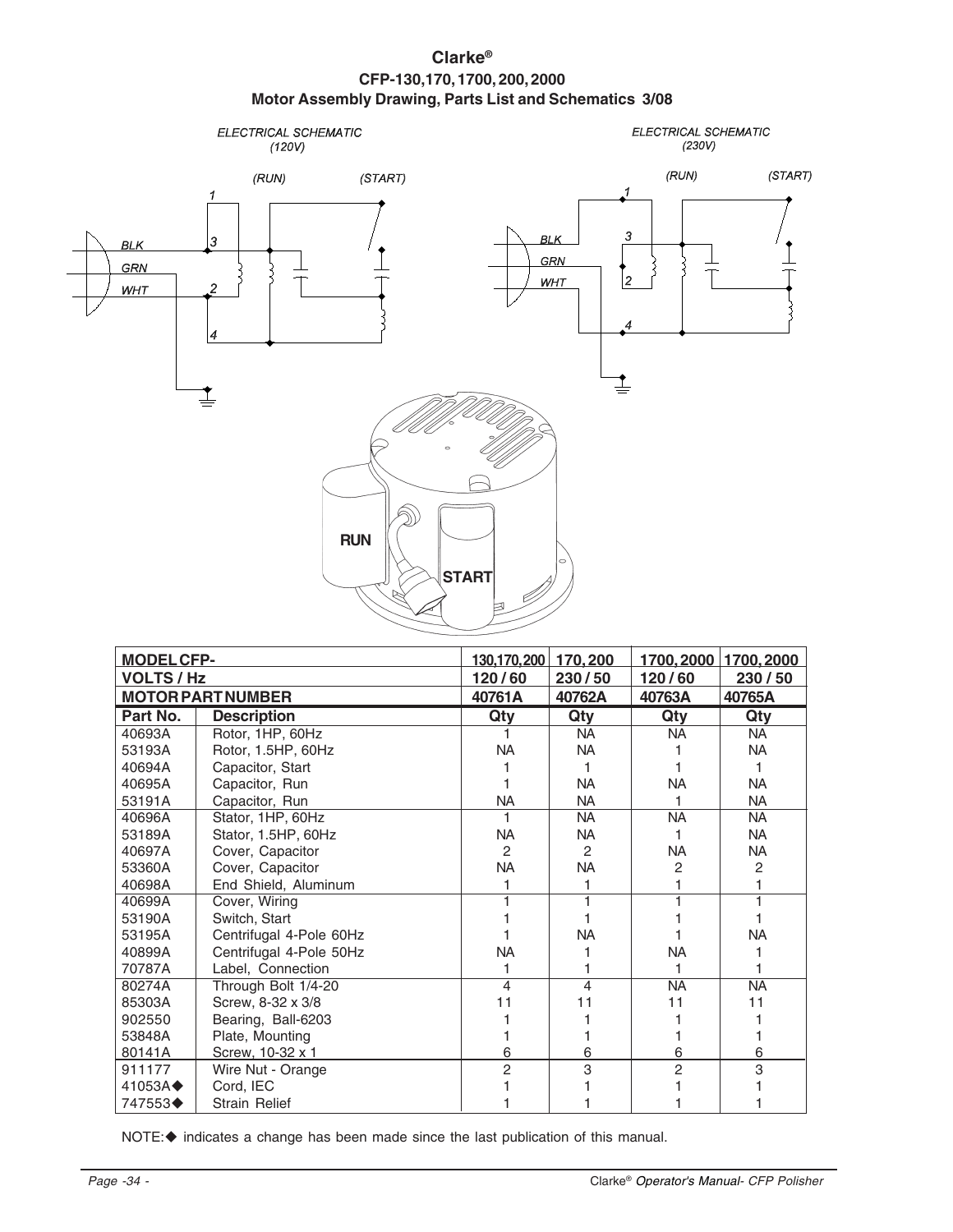# Clarke®

## CFP-130,170,1700,200,2000

## Motor Assembly Drawing, Parts List and Schematics 3/08

ELECTRICAL SCHEMATIC (120V)

(RUN) (START)

1, 3, 2, 4, BLK, GRN, WHT

ELECTRICAL SCHEMATIC (230V)

(RUN) (START)

1, 3, 2, 4, BLK, GRN, WHT

RUN

START

| MODEL CFP- | | 130,170,200 | 170, 200 | 1700, 2000 | 1700, 2000 |
|---|---|---|---|---|---|
| VOLTS / Hz | | 120 / 60 | 230 / 50 | 120 / 60 | 230 / 50 |
| MOTOR PART NUMBER | | 40761A | 40762A | 40763A | 40765A |
| Part No. | Description | Qty | Qty | Qty | Qty |
| 40693A | Rotor, 1HP, 60Hz | 1 | NA | NA | NA |
| 53193A | Rotor, 1.5HP, 60Hz | NA | NA | 1 | NA |
| 40694A | Capacitor, Start | 1 | 1 | 1 | 1 |
| 40695A | Capacitor, Run | 1 | NA | NA | NA |
| 53191A | Capacitor, Run | NA | NA | 1 | NA |
| 40696A | Stator, 1HP, 60Hz | 1 | NA | NA | NA |
| 53189A | Stator, 1.5HP, 60Hz | NA | NA | 1 | NA |
| 40697A | Cover, Capacitor | 2 | 2 | NA | NA |
| 53360A | Cover, Capacitor | NA | NA | 2 | 2 |
| 40698A | End Shield, Aluminum | 1 | 1 | 1 | 1 |
| 40699A | Cover, Wiring | 1 | 1 | 1 | 1 |
| 53190A | Switch, Start | 1 | 1 | 1 | 1 |
| 53195A | Centrifugal 4-Pole 60Hz | 1 | NA | 1 | NA |
| 40899A | Centrifugal 4-Pole 50Hz | NA | 1 | NA | 1 |
| 70787A | Label, Connection | 1 | 1 | 1 | 1 |
| 80274A | Through Bolt 1/4-20 | 4 | 4 | NA | NA |
| 85303A | Screw, 8-32 x 3/8 | 11 | 11 | 11 | 11 |
| 902550 | Bearing, Ball-6203 | 1 | 1 | 1 | 1 |
| 53848A | Plate, Mounting | 1 | 1 | 1 | 1 |
| 80141A | Screw, 10-32 x 1 | 6 | 6 | 6 | 6 |
| 911177 | Wire Nut - Orange | 2 | 3 | 2 | 3 |
| 41053A◆ | Cord, IEC | 1 | 1 | 1 | 1 |
| 747553◆ | Strain Relief | 1 | 1 | 1 | 1 |

NOTE:◆ indicates a change has been made since the last publication of this manual.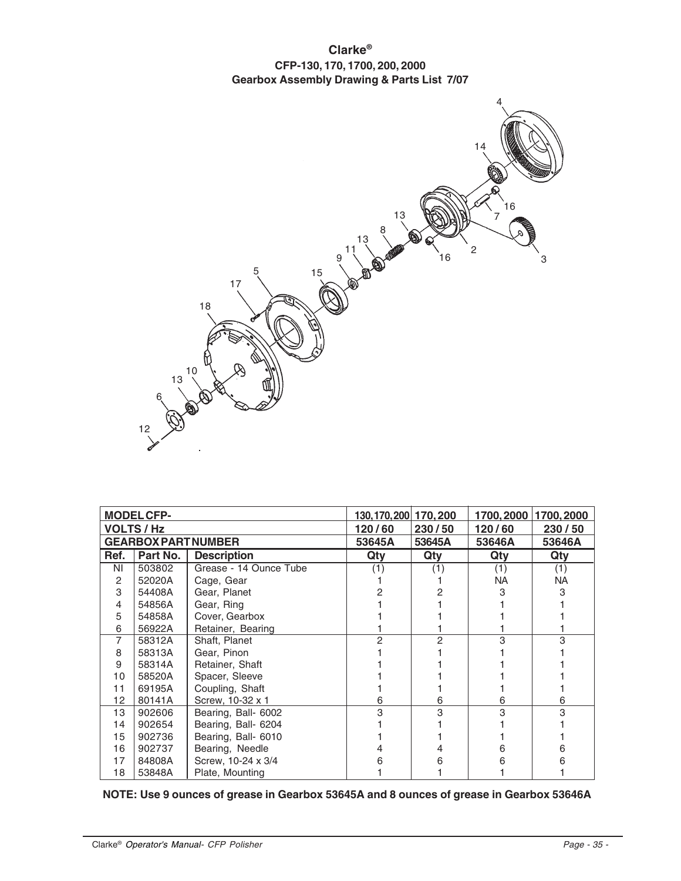**Clarke®**
**CFP-130, 170, 1700, 200, 2000**
**Gearbox Assembly Drawing & Parts List 7/07**

| MODEL CFP- | | | 130, 170, 200 | 170, 200 | 1700, 2000 | 1700, 2000 |
|---|---|---|---|---|---|---|
| **VOLTS / Hz** | | | **120 / 60** | **230 / 50** | **120 / 60** | **230 / 50** |
| **GEARBOX PART NUMBER** | | | **53645A** | **53645A** | **53646A** | **53646A** |
| **Ref.** | **Part No.** | **Description** | **Qty** | **Qty** | **Qty** | **Qty** |
| NI | 503802 | Grease - 14 Ounce Tube | (1) | (1) | (1) | (1) |
| 2 | 52020A | Cage, Gear | 1 | 1 | NA | NA |
| 3 | 54408A | Gear, Planet | 2 | 2 | 3 | 3 |
| 4 | 54856A | Gear, Ring | 1 | 1 | 1 | 1 |
| 5 | 54858A | Cover, Gearbox | 1 | 1 | 1 | 1 |
| 6 | 56922A | Retainer, Bearing | 1 | 1 | 1 | 1 |
| 7 | 58312A | Shaft, Planet | 2 | 2 | 3 | 3 |
| 8 | 58313A | Gear, Pinon | 1 | 1 | 1 | 1 |
| 9 | 58314A | Retainer, Shaft | 1 | 1 | 1 | 1 |
| 10 | 58520A | Spacer, Sleeve | 1 | 1 | 1 | 1 |
| 11 | 69195A | Coupling, Shaft | 1 | 1 | 1 | 1 |
| 12 | 80141A | Screw, 10-32 x 1 | 6 | 6 | 6 | 6 |
| 13 | 902606 | Bearing, Ball- 6002 | 3 | 3 | 3 | 3 |
| 14 | 902654 | Bearing, Ball- 6204 | 1 | 1 | 1 | 1 |
| 15 | 902736 | Bearing, Ball- 6010 | 1 | 1 | 1 | 1 |
| 16 | 902737 | Bearing, Needle | 4 | 4 | 6 | 6 |
| 17 | 84808A | Screw, 10-24 x 3/4 | 6 | 6 | 6 | 6 |
| 18 | 53848A | Plate, Mounting | 1 | 1 | 1 | 1 |

**NOTE: Use 9 ounces of grease in Gearbox 53645A and 8 ounces of grease in Gearbox 53646A**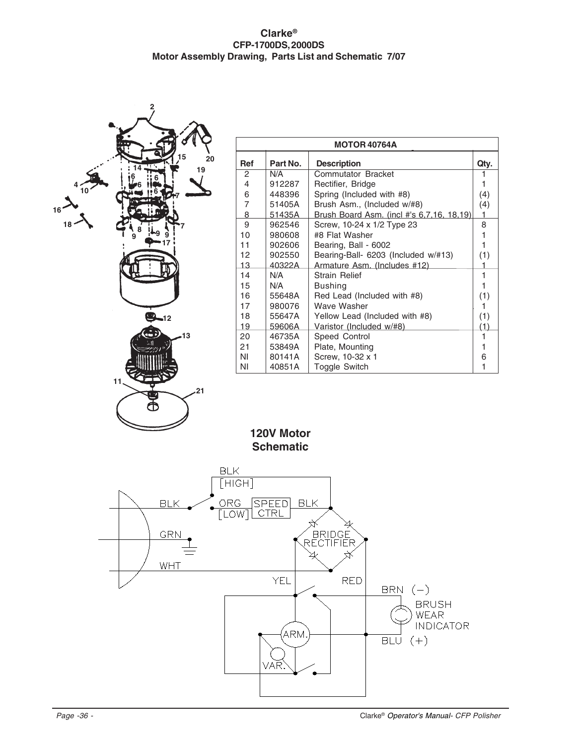# Clarke®
## CFP-1700DS, 2000DS
## Motor Assembly Drawing, Parts List and Schematic 7/07

| MOTOR 40764A | | | |
|---|---|---|---|
| **Ref** | **Part No.** | **Description** | **Qty.** |
| 2 | N/A | Commutator Bracket | 1 |
| 4 | 912287 | Rectifier, Bridge | 1 |
| 6 | 448396 | Spring (Included with #8) | (4) |
| 7 | 51405A | Brush Asm., (Included w/#8) | (4) |
| 8 | 51435A | Brush Board Asm. (incl #'s 6,7,16, 18,19) | 1 |
| 9 | 962546 | Screw, 10-24 x 1/2 Type 23 | 8 |
| 10 | 980608 | #8 Flat Washer | 1 |
| 11 | 902606 | Bearing, Ball - 6002 | 1 |
| 12 | 902550 | Bearing-Ball- 6203 (Included w/#13) | (1) |
| 13 | 40322A | Armature Asm. (Includes #12) | 1 |
| 14 | N/A | Strain Relief | 1 |
| 15 | N/A | Bushing | 1 |
| 16 | 55648A | Red Lead (Included with #8) | (1) |
| 17 | 980076 | Wave Washer | 1 |
| 18 | 55647A | Yellow Lead (Included with #8) | (1) |
| 19 | 59606A | Varistor (Included w/#8) | (1) |
| 20 | 46735A | Speed Control | 1 |
| 21 | 53849A | Plate, Mounting | 1 |
| NI | 80141A | Screw, 10-32 x 1 | 6 |
| NI | 40851A | Toggle Switch | 1 |

## 120V Motor Schematic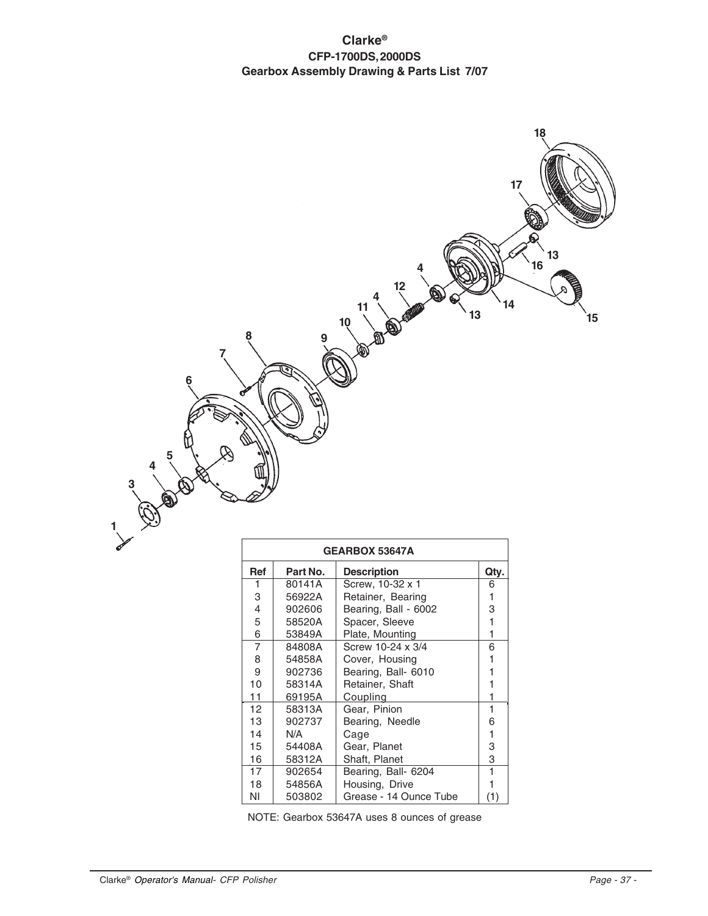# Clarke®
## CFP-1700DS, 2000DS
### Gearbox Assembly Drawing & Parts List 7/07

| GEARBOX 53647A | | | |
|---|---|---|---|
| **Ref** | **Part No.** | **Description** | **Qty.** |
| 1 | 80141A | Screw, 10-32 x 1 | 6 |
| 3 | 56922A | Retainer, Bearing | 1 |
| 4 | 902606 | Bearing, Ball - 6002 | 3 |
| 5 | 58520A | Spacer, Sleeve | 1 |
| 6 | 53849A | Plate, Mounting | 1 |
| 7 | 84808A | Screw 10-24 x 3/4 | 6 |
| 8 | 54858A | Cover, Housing | 1 |
| 9 | 902736 | Bearing, Ball- 6010 | 1 |
| 10 | 58314A | Retainer, Shaft | 1 |
| 11 | 69195A | Coupling | 1 |
| 12 | 58313A | Gear, Pinion | 1 |
| 13 | 902737 | Bearing, Needle | 6 |
| 14 | N/A | Cage | 1 |
| 15 | 54408A | Gear, Planet | 3 |
| 16 | 58312A | Shaft, Planet | 3 |
| 17 | 902654 | Bearing, Ball- 6204 | 1 |
| 18 | 54856A | Housing, Drive | 1 |
| NI | 503802 | Grease - 14 Ounce Tube | (1) |

NOTE: Gearbox 53647A uses 8 ounces of grease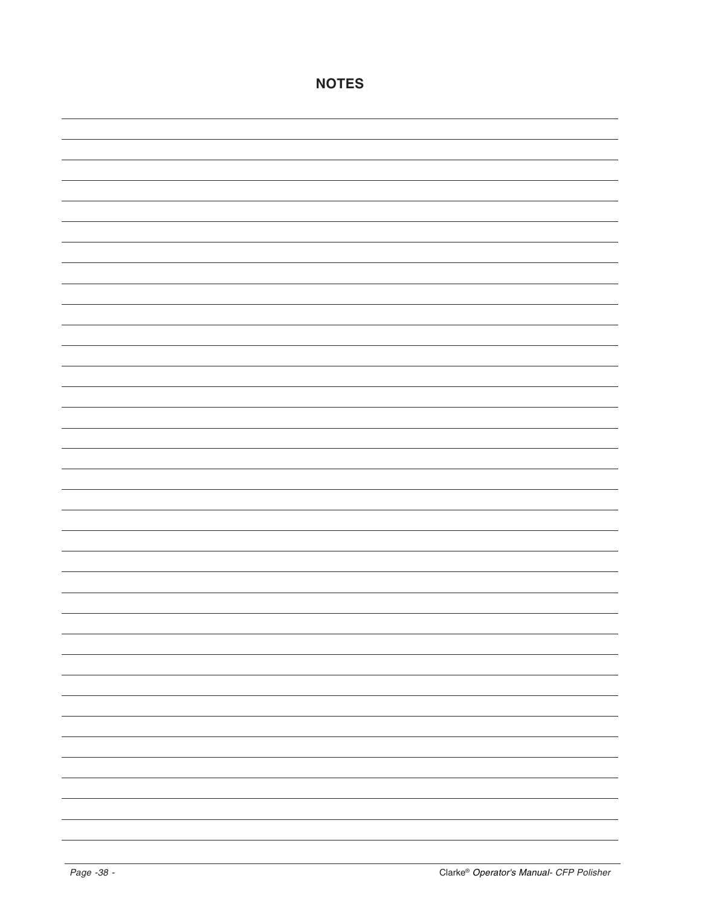# NOTES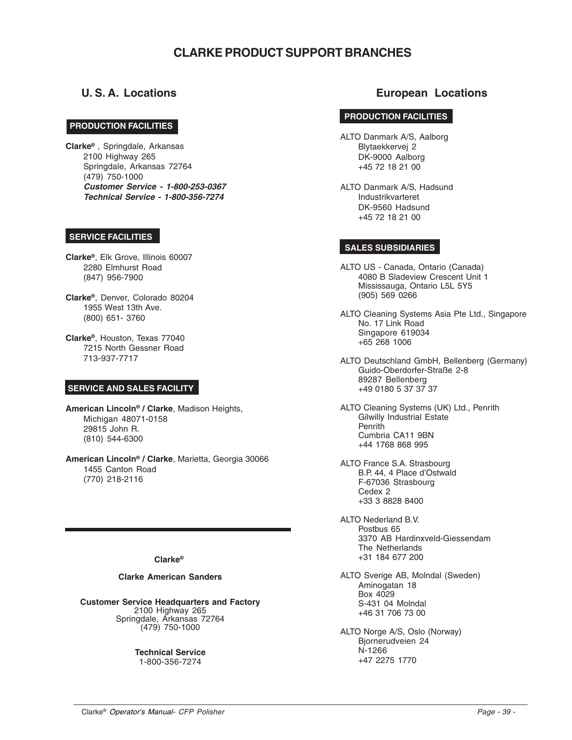# CLARKE PRODUCT SUPPORT BRANCHES

## U. S. A. Locations

### PRODUCTION FACILITIES

**Clarke®** , Springdale, Arkansas
2100 Highway 265
Springdale, Arkansas 72764
(479) 750-1000
***Customer Service - 1-800-253-0367***
***Technical Service - 1-800-356-7274***

### SERVICE FACILITIES

**Clarke®**, Elk Grove, Illinois 60007
2280 Elmhurst Road
(847) 956-7900

**Clarke®**, Denver, Colorado 80204
1955 West 13th Ave.
(800) 651- 3760

**Clarke®**, Houston, Texas 77040
7215 North Gessner Road
713-937-7717

### SERVICE AND SALES FACILITY

**American Lincoln® / Clarke**, Madison Heights, Michigan 48071-0158
29815 John R.
(810) 544-6300

**American Lincoln® / Clarke**, Marietta, Georgia 30066
1455 Canton Road
(770) 218-2116

---

**Clarke®**

**Clarke American Sanders**

**Customer Service Headquarters and Factory**
2100 Highway 265
Springdale, Arkansas 72764
(479) 750-1000

**Technical Service**
1-800-356-7274

## European Locations

### PRODUCTION FACILITIES

ALTO Danmark A/S, Aalborg
Blytaekkervej 2
DK-9000 Aalborg
+45 72 18 21 00

ALTO Danmark A/S, Hadsund
Industrikvarteret
DK-9560 Hadsund
+45 72 18 21 00

### SALES SUBSIDIARIES

ALTO US - Canada, Ontario (Canada)
4080 B Sladeview Crescent Unit 1
Mississauga, Ontario L5L 5Y5
(905) 569 0266

ALTO Cleaning Systems Asia Pte Ltd., Singapore
No. 17 Link Road
Singapore 619034
+65 268 1006

ALTO Deutschland GmbH, Bellenberg (Germany)
Guido-Oberdorfer-Straße 2-8
89287 Bellenberg
+49 0180 5 37 37 37

ALTO Cleaning Systems (UK) Ltd., Penrith
Gilwilly Industrial Estate
Penrith
Cumbria CA11 9BN
+44 1768 868 995

ALTO France S.A. Strasbourg
B.P. 44, 4 Place d'Ostwald
F-67036 Strasbourg
Cedex 2
+33 3 8828 8400

ALTO Nederland B.V.
Postbus 65
3370 AB Hardinxveld-Giessendam
The Netherlands
+31 184 677 200

ALTO Sverige AB, Molndal (Sweden)
Aminogatan 18
Box 4029
S-431 04 Molndal
+46 31 706 73 00

ALTO Norge A/S, Oslo (Norway)
Bjornerudveien 24
N-1266
+47 2275 1770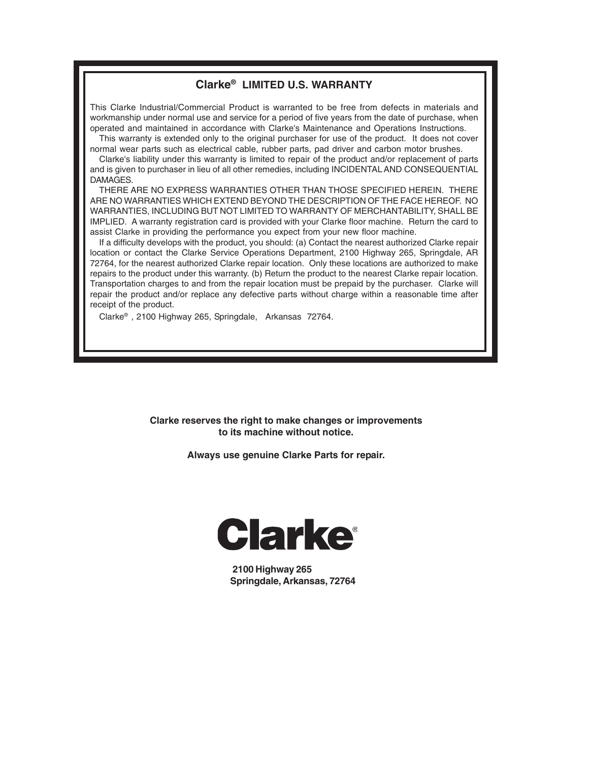## Clarke® LIMITED U.S. WARRANTY

This Clarke Industrial/Commercial Product is warranted to be free from defects in materials and workmanship under normal use and service for a period of five years from the date of purchase, when operated and maintained in accordance with Clarke's Maintenance and Operations Instructions.

This warranty is extended only to the original purchaser for use of the product. It does not cover normal wear parts such as electrical cable, rubber parts, pad driver and carbon motor brushes.

Clarke's liability under this warranty is limited to repair of the product and/or replacement of parts and is given to purchaser in lieu of all other remedies, including INCIDENTAL AND CONSEQUENTIAL DAMAGES.

THERE ARE NO EXPRESS WARRANTIES OTHER THAN THOSE SPECIFIED HEREIN. THERE ARE NO WARRANTIES WHICH EXTEND BEYOND THE DESCRIPTION OF THE FACE HEREOF. NO WARRANTIES, INCLUDING BUT NOT LIMITED TO WARRANTY OF MERCHANTABILITY, SHALL BE IMPLIED. A warranty registration card is provided with your Clarke floor machine. Return the card to assist Clarke in providing the performance you expect from your new floor machine.

If a difficulty develops with the product, you should: (a) Contact the nearest authorized Clarke repair location or contact the Clarke Service Operations Department, 2100 Highway 265, Springdale, AR 72764, for the nearest authorized Clarke repair location. Only these locations are authorized to make repairs to the product under this warranty. (b) Return the product to the nearest Clarke repair location. Transportation charges to and from the repair location must be prepaid by the purchaser. Clarke will repair the product and/or replace any defective parts without charge within a reasonable time after receipt of the product.

Clarke®, 2100 Highway 265, Springdale, Arkansas 72764.

**Clarke reserves the right to make changes or improvements to its machine without notice.**

**Always use genuine Clarke Parts for repair.**

**Clarke®**

**2100 Highway 265**
**Springdale, Arkansas, 72764**